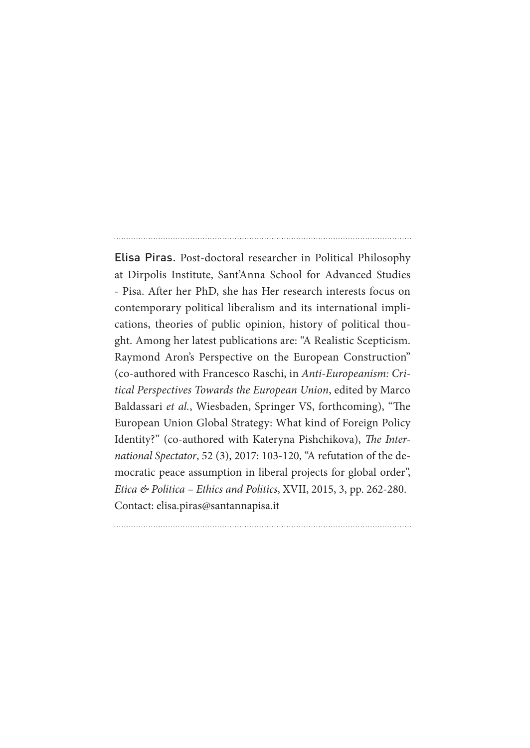**Elisa Piras.** Post-doctoral researcher in Political Philosophy at Dirpolis Institute, Sant'Anna School for Advanced Studies - Pisa. After her PhD, she has Her research interests focus on contemporary political liberalism and its international implications, theories of public opinion, history of political thought. Among her latest publications are: "A Realistic Scepticism. Raymond Aron's Perspective on the European Construction" (co-authored with Francesco Raschi, in *Anti-Europeanism: Critical Perspectives Towards the European Union*, edited by Marco Baldassari *et al.*, Wiesbaden, Springer VS, forthcoming), "The European Union Global Strategy: What kind of Foreign Policy Identity?" (co-authored with Kateryna Pishchikova), *The International Spectator*, 52 (3), 2017: 103-120, "A refutation of the democratic peace assumption in liberal projects for global order", *Etica & Politica – Ethics and Politics*, XVII, 2015, 3, pp. 262-280.
Contact: elisa.piras@santannapisa.it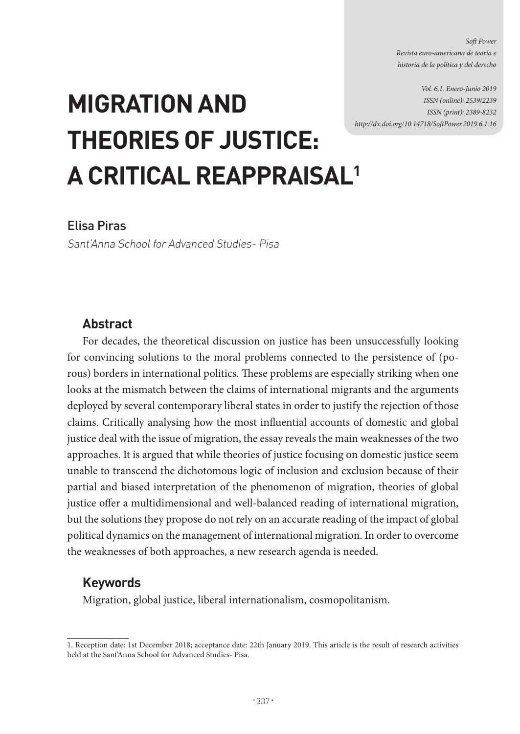# MIGRATION AND THEORIES OF JUSTICE: A CRITICAL REAPPRAISAL[1]

Elisa Piras

*Sant'Anna School for Advanced Studies- Pisa*

## Abstract

For decades, the theoretical discussion on justice has been unsuccessfully looking for convincing solutions to the moral problems connected to the persistence of (porous) borders in international politics. These problems are especially striking when one looks at the mismatch between the claims of international migrants and the arguments deployed by several contemporary liberal states in order to justify the rejection of those claims. Critically analysing how the most influential accounts of domestic and global justice deal with the issue of migration, the essay reveals the main weaknesses of the two approaches. It is argued that while theories of justice focusing on domestic justice seem unable to transcend the dichotomous logic of inclusion and exclusion because of their partial and biased interpretation of the phenomenon of migration, theories of global justice offer a multidimensional and well-balanced reading of international migration, but the solutions they propose do not rely on an accurate reading of the impact of global political dynamics on the management of international migration. In order to overcome the weaknesses of both approaches, a new research agenda is needed.

## Keywords

Migration, global justice, liberal internationalism, cosmopolitanism.

1. Reception date: 1st December 2018; acceptance date: 22th January 2019. This article is the result of research activities held at the Sant'Anna School for Advanced Studies- Pisa.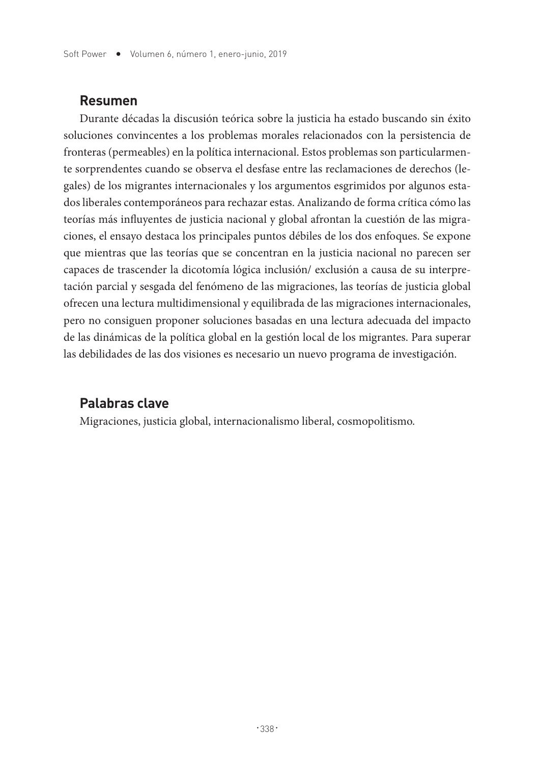## Resumen

Durante décadas la discusión teórica sobre la justicia ha estado buscando sin éxito soluciones convincentes a los problemas morales relacionados con la persistencia de fronteras (permeables) en la política internacional. Estos problemas son particularmente sorprendentes cuando se observa el desfase entre las reclamaciones de derechos (legales) de los migrantes internacionales y los argumentos esgrimidos por algunos estados liberales contemporáneos para rechazar estas. Analizando de forma crítica cómo las teorías más influyentes de justicia nacional y global afrontan la cuestión de las migraciones, el ensayo destaca los principales puntos débiles de los dos enfoques. Se expone que mientras que las teorías que se concentran en la justicia nacional no parecen ser capaces de trascender la dicotomía lógica inclusión/ exclusión a causa de su interpretación parcial y sesgada del fenómeno de las migraciones, las teorías de justicia global ofrecen una lectura multidimensional y equilibrada de las migraciones internacionales, pero no consiguen proponer soluciones basadas en una lectura adecuada del impacto de las dinámicas de la política global en la gestión local de los migrantes. Para superar las debilidades de las dos visiones es necesario un nuevo programa de investigación.

## Palabras clave

Migraciones, justicia global, internacionalismo liberal, cosmopolitismo.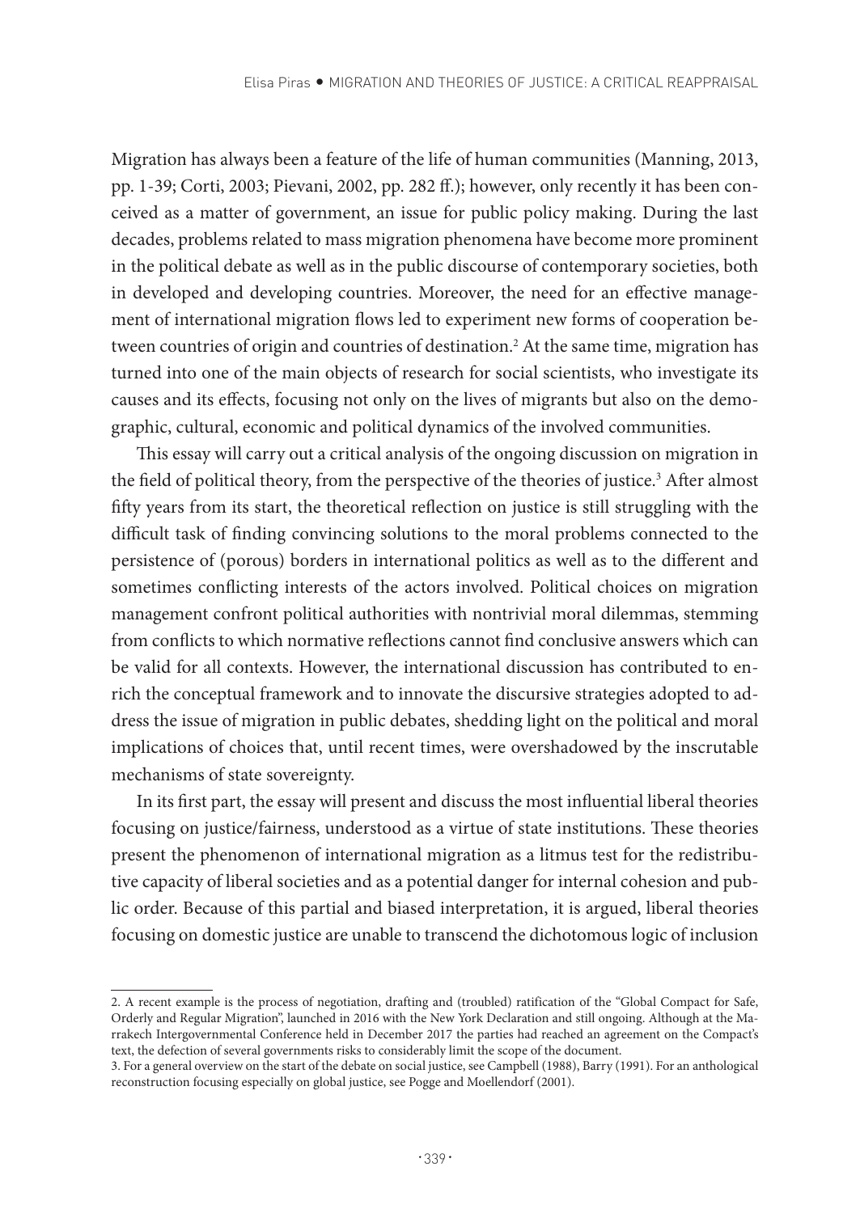Migration has always been a feature of the life of human communities (Manning, 2013, pp. 1-39; Corti, 2003; Pievani, 2002, pp. 282 ff.); however, only recently it has been conceived as a matter of government, an issue for public policy making. During the last decades, problems related to mass migration phenomena have become more prominent in the political debate as well as in the public discourse of contemporary societies, both in developed and developing countries. Moreover, the need for an effective management of international migration flows led to experiment new forms of cooperation between countries of origin and countries of destination.[2] At the same time, migration has turned into one of the main objects of research for social scientists, who investigate its causes and its effects, focusing not only on the lives of migrants but also on the demographic, cultural, economic and political dynamics of the involved communities.

This essay will carry out a critical analysis of the ongoing discussion on migration in the field of political theory, from the perspective of the theories of justice.[3] After almost fifty years from its start, the theoretical reflection on justice is still struggling with the difficult task of finding convincing solutions to the moral problems connected to the persistence of (porous) borders in international politics as well as to the different and sometimes conflicting interests of the actors involved. Political choices on migration management confront political authorities with nontrivial moral dilemmas, stemming from conflicts to which normative reflections cannot find conclusive answers which can be valid for all contexts. However, the international discussion has contributed to enrich the conceptual framework and to innovate the discursive strategies adopted to address the issue of migration in public debates, shedding light on the political and moral implications of choices that, until recent times, were overshadowed by the inscrutable mechanisms of state sovereignty.

In its first part, the essay will present and discuss the most influential liberal theories focusing on justice/fairness, understood as a virtue of state institutions. These theories present the phenomenon of international migration as a litmus test for the redistributive capacity of liberal societies and as a potential danger for internal cohesion and public order. Because of this partial and biased interpretation, it is argued, liberal theories focusing on domestic justice are unable to transcend the dichotomous logic of inclusion

---

2. A recent example is the process of negotiation, drafting and (troubled) ratification of the "Global Compact for Safe, Orderly and Regular Migration", launched in 2016 with the New York Declaration and still ongoing. Although at the Marrakech Intergovernmental Conference held in December 2017 the parties had reached an agreement on the Compact's text, the defection of several governments risks to considerably limit the scope of the document.

3. For a general overview on the start of the debate on social justice, see Campbell (1988), Barry (1991). For an anthological reconstruction focusing especially on global justice, see Pogge and Moellendorf (2001).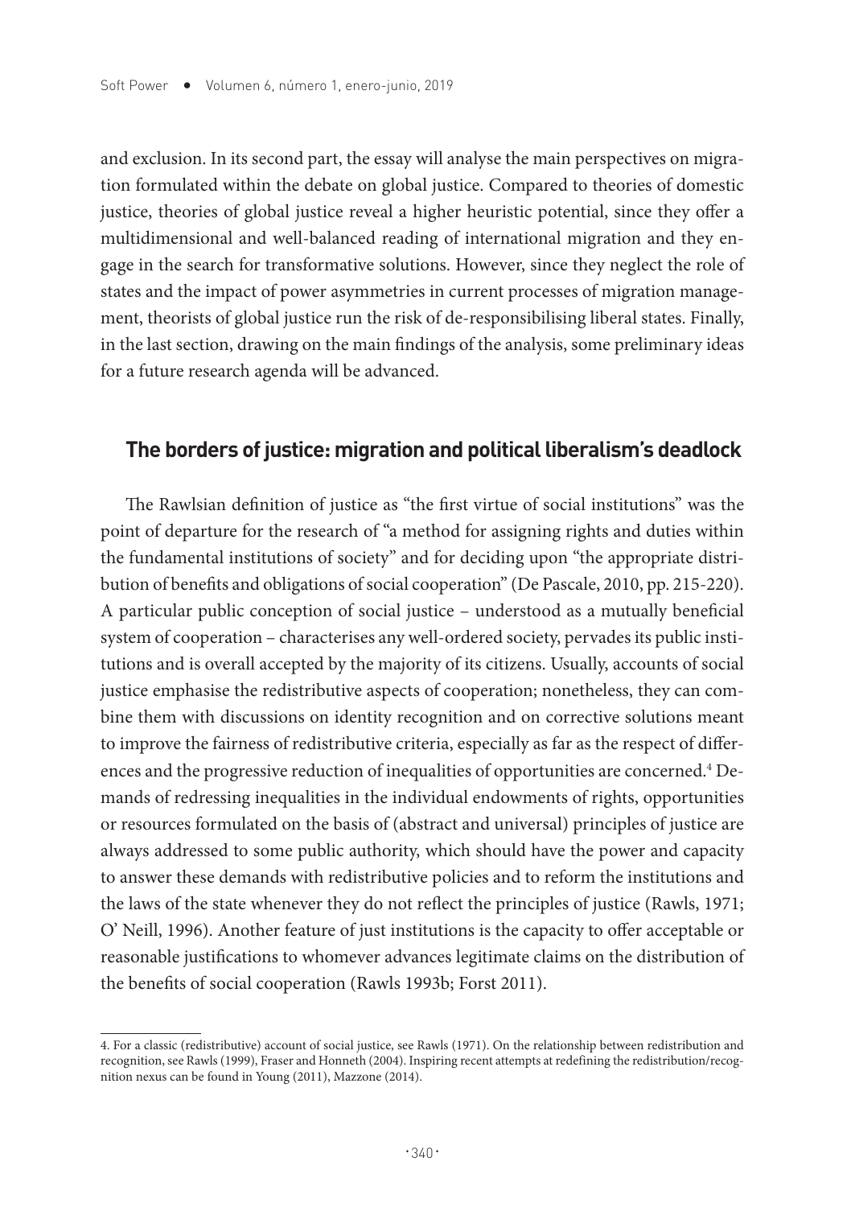and exclusion. In its second part, the essay will analyse the main perspectives on migration formulated within the debate on global justice. Compared to theories of domestic justice, theories of global justice reveal a higher heuristic potential, since they offer a multidimensional and well-balanced reading of international migration and they engage in the search for transformative solutions. However, since they neglect the role of states and the impact of power asymmetries in current processes of migration management, theorists of global justice run the risk of de-responsibilising liberal states. Finally, in the last section, drawing on the main findings of the analysis, some preliminary ideas for a future research agenda will be advanced.

## The borders of justice: migration and political liberalism's deadlock

The Rawlsian definition of justice as "the first virtue of social institutions" was the point of departure for the research of "a method for assigning rights and duties within the fundamental institutions of society" and for deciding upon "the appropriate distribution of benefits and obligations of social cooperation" (De Pascale, 2010, pp. 215-220). A particular public conception of social justice – understood as a mutually beneficial system of cooperation – characterises any well-ordered society, pervades its public institutions and is overall accepted by the majority of its citizens. Usually, accounts of social justice emphasise the redistributive aspects of cooperation; nonetheless, they can combine them with discussions on identity recognition and on corrective solutions meant to improve the fairness of redistributive criteria, especially as far as the respect of differences and the progressive reduction of inequalities of opportunities are concerned.[4] Demands of redressing inequalities in the individual endowments of rights, opportunities or resources formulated on the basis of (abstract and universal) principles of justice are always addressed to some public authority, which should have the power and capacity to answer these demands with redistributive policies and to reform the institutions and the laws of the state whenever they do not reflect the principles of justice (Rawls, 1971; O' Neill, 1996). Another feature of just institutions is the capacity to offer acceptable or reasonable justifications to whomever advances legitimate claims on the distribution of the benefits of social cooperation (Rawls 1993b; Forst 2011).

4. For a classic (redistributive) account of social justice, see Rawls (1971). On the relationship between redistribution and recognition, see Rawls (1999), Fraser and Honneth (2004). Inspiring recent attempts at redefining the redistribution/recognition nexus can be found in Young (2011), Mazzone (2014).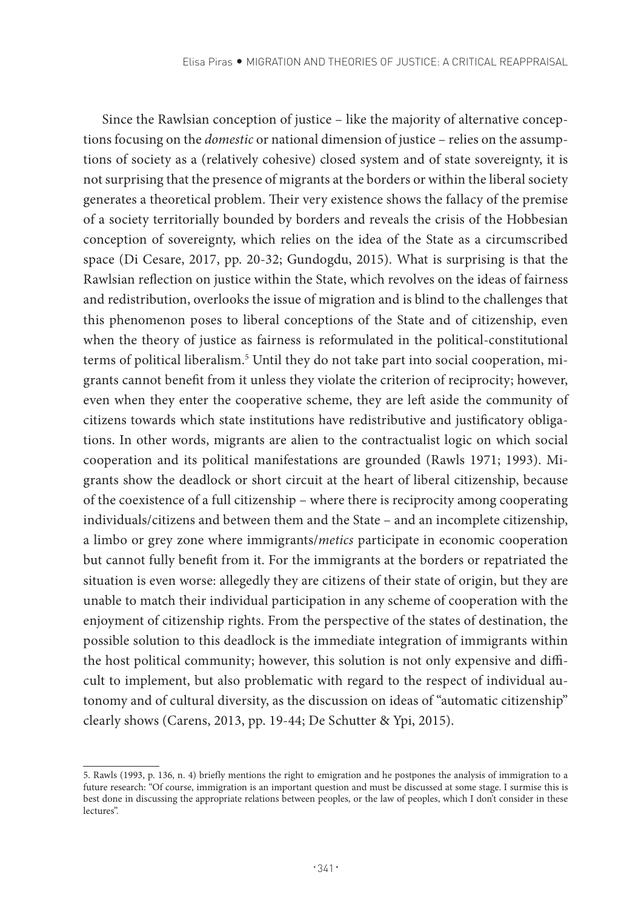Since the Rawlsian conception of justice – like the majority of alternative conceptions focusing on the *domestic* or national dimension of justice – relies on the assumptions of society as a (relatively cohesive) closed system and of state sovereignty, it is not surprising that the presence of migrants at the borders or within the liberal society generates a theoretical problem. Their very existence shows the fallacy of the premise of a society territorially bounded by borders and reveals the crisis of the Hobbesian conception of sovereignty, which relies on the idea of the State as a circumscribed space (Di Cesare, 2017, pp. 20-32; Gundogdu, 2015). What is surprising is that the Rawlsian reflection on justice within the State, which revolves on the ideas of fairness and redistribution, overlooks the issue of migration and is blind to the challenges that this phenomenon poses to liberal conceptions of the State and of citizenship, even when the theory of justice as fairness is reformulated in the political-constitutional terms of political liberalism.[5] Until they do not take part into social cooperation, migrants cannot benefit from it unless they violate the criterion of reciprocity; however, even when they enter the cooperative scheme, they are left aside the community of citizens towards which state institutions have redistributive and justificatory obligations. In other words, migrants are alien to the contractualist logic on which social cooperation and its political manifestations are grounded (Rawls 1971; 1993). Migrants show the deadlock or short circuit at the heart of liberal citizenship, because of the coexistence of a full citizenship – where there is reciprocity among cooperating individuals/citizens and between them and the State – and an incomplete citizenship, a limbo or grey zone where immigrants/*metics* participate in economic cooperation but cannot fully benefit from it. For the immigrants at the borders or repatriated the situation is even worse: allegedly they are citizens of their state of origin, but they are unable to match their individual participation in any scheme of cooperation with the enjoyment of citizenship rights. From the perspective of the states of destination, the possible solution to this deadlock is the immediate integration of immigrants within the host political community; however, this solution is not only expensive and difficult to implement, but also problematic with regard to the respect of individual autonomy and of cultural diversity, as the discussion on ideas of "automatic citizenship" clearly shows (Carens, 2013, pp. 19-44; De Schutter & Ypi, 2015).

5. Rawls (1993, p. 136, n. 4) briefly mentions the right to emigration and he postpones the analysis of immigration to a future research: "Of course, immigration is an important question and must be discussed at some stage. I surmise this is best done in discussing the appropriate relations between peoples, or the law of peoples, which I don't consider in these lectures".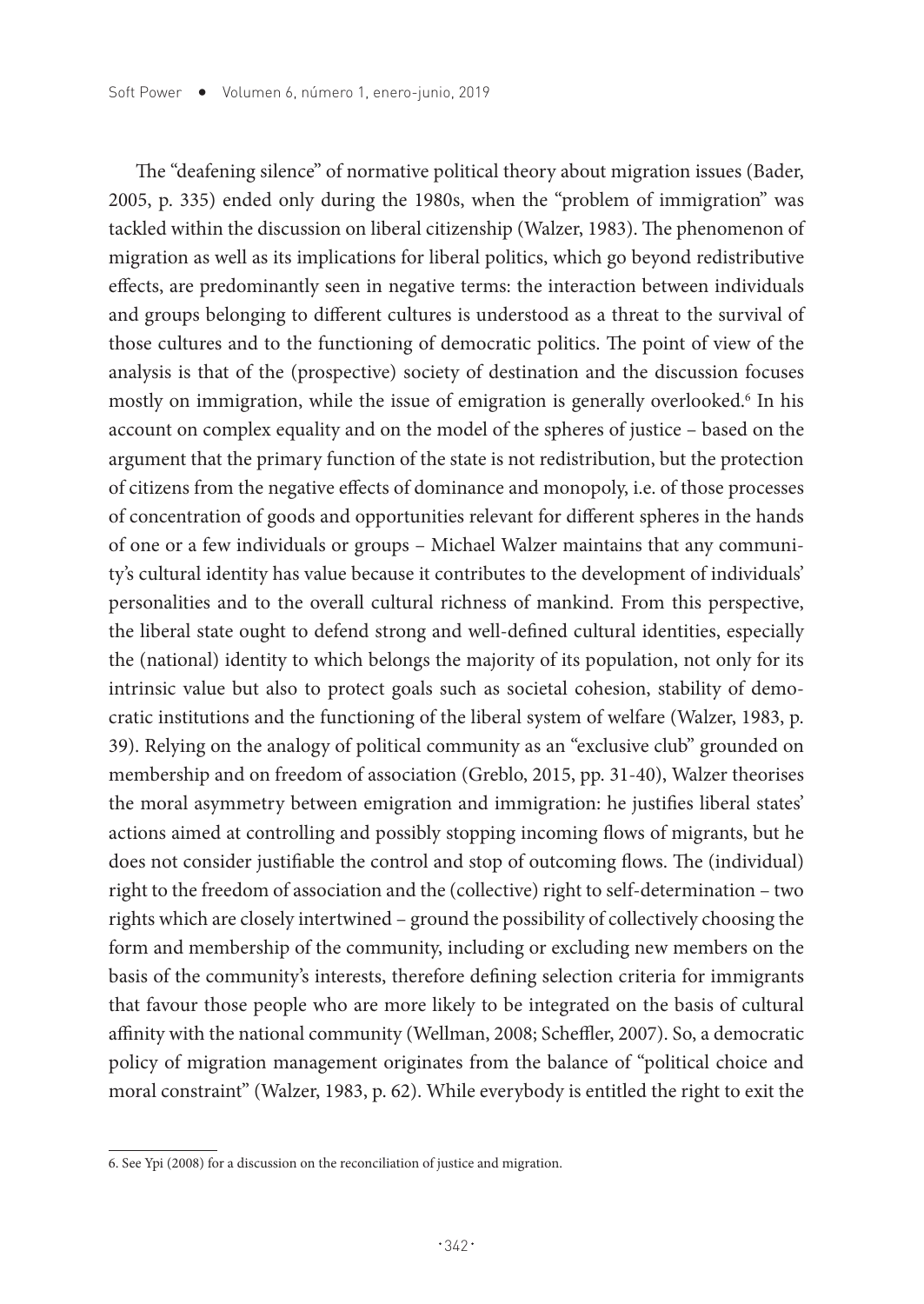The "deafening silence" of normative political theory about migration issues (Bader, 2005, p. 335) ended only during the 1980s, when the "problem of immigration" was tackled within the discussion on liberal citizenship (Walzer, 1983). The phenomenon of migration as well as its implications for liberal politics, which go beyond redistributive effects, are predominantly seen in negative terms: the interaction between individuals and groups belonging to different cultures is understood as a threat to the survival of those cultures and to the functioning of democratic politics. The point of view of the analysis is that of the (prospective) society of destination and the discussion focuses mostly on immigration, while the issue of emigration is generally overlooked.[6] In his account on complex equality and on the model of the spheres of justice – based on the argument that the primary function of the state is not redistribution, but the protection of citizens from the negative effects of dominance and monopoly, i.e. of those processes of concentration of goods and opportunities relevant for different spheres in the hands of one or a few individuals or groups – Michael Walzer maintains that any community's cultural identity has value because it contributes to the development of individuals' personalities and to the overall cultural richness of mankind. From this perspective, the liberal state ought to defend strong and well-defined cultural identities, especially the (national) identity to which belongs the majority of its population, not only for its intrinsic value but also to protect goals such as societal cohesion, stability of democratic institutions and the functioning of the liberal system of welfare (Walzer, 1983, p. 39). Relying on the analogy of political community as an "exclusive club" grounded on membership and on freedom of association (Greblo, 2015, pp. 31-40), Walzer theorises the moral asymmetry between emigration and immigration: he justifies liberal states' actions aimed at controlling and possibly stopping incoming flows of migrants, but he does not consider justifiable the control and stop of outcoming flows. The (individual) right to the freedom of association and the (collective) right to self-determination – two rights which are closely intertwined – ground the possibility of collectively choosing the form and membership of the community, including or excluding new members on the basis of the community's interests, therefore defining selection criteria for immigrants that favour those people who are more likely to be integrated on the basis of cultural affinity with the national community (Wellman, 2008; Scheffler, 2007). So, a democratic policy of migration management originates from the balance of "political choice and moral constraint" (Walzer, 1983, p. 62). While everybody is entitled the right to exit the

6. See Ypi (2008) for a discussion on the reconciliation of justice and migration.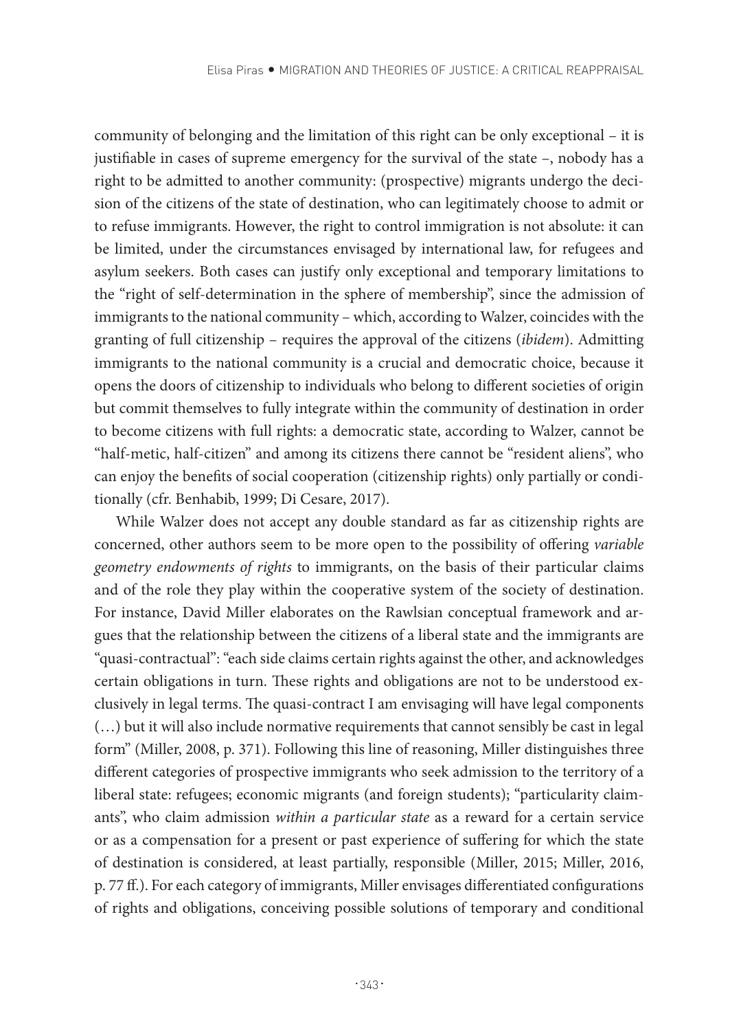community of belonging and the limitation of this right can be only exceptional – it is justifiable in cases of supreme emergency for the survival of the state –, nobody has a right to be admitted to another community: (prospective) migrants undergo the decision of the citizens of the state of destination, who can legitimately choose to admit or to refuse immigrants. However, the right to control immigration is not absolute: it can be limited, under the circumstances envisaged by international law, for refugees and asylum seekers. Both cases can justify only exceptional and temporary limitations to the "right of self-determination in the sphere of membership", since the admission of immigrants to the national community – which, according to Walzer, coincides with the granting of full citizenship – requires the approval of the citizens (*ibidem*). Admitting immigrants to the national community is a crucial and democratic choice, because it opens the doors of citizenship to individuals who belong to different societies of origin but commit themselves to fully integrate within the community of destination in order to become citizens with full rights: a democratic state, according to Walzer, cannot be "half-metic, half-citizen" and among its citizens there cannot be "resident aliens", who can enjoy the benefits of social cooperation (citizenship rights) only partially or conditionally (cfr. Benhabib, 1999; Di Cesare, 2017).

While Walzer does not accept any double standard as far as citizenship rights are concerned, other authors seem to be more open to the possibility of offering *variable geometry endowments of rights* to immigrants, on the basis of their particular claims and of the role they play within the cooperative system of the society of destination. For instance, David Miller elaborates on the Rawlsian conceptual framework and argues that the relationship between the citizens of a liberal state and the immigrants are "quasi-contractual": "each side claims certain rights against the other, and acknowledges certain obligations in turn. These rights and obligations are not to be understood exclusively in legal terms. The quasi-contract I am envisaging will have legal components (…) but it will also include normative requirements that cannot sensibly be cast in legal form" (Miller, 2008, p. 371). Following this line of reasoning, Miller distinguishes three different categories of prospective immigrants who seek admission to the territory of a liberal state: refugees; economic migrants (and foreign students); "particularity claimants", who claim admission *within a particular state* as a reward for a certain service or as a compensation for a present or past experience of suffering for which the state of destination is considered, at least partially, responsible (Miller, 2015; Miller, 2016, p. 77 ff.). For each category of immigrants, Miller envisages differentiated configurations of rights and obligations, conceiving possible solutions of temporary and conditional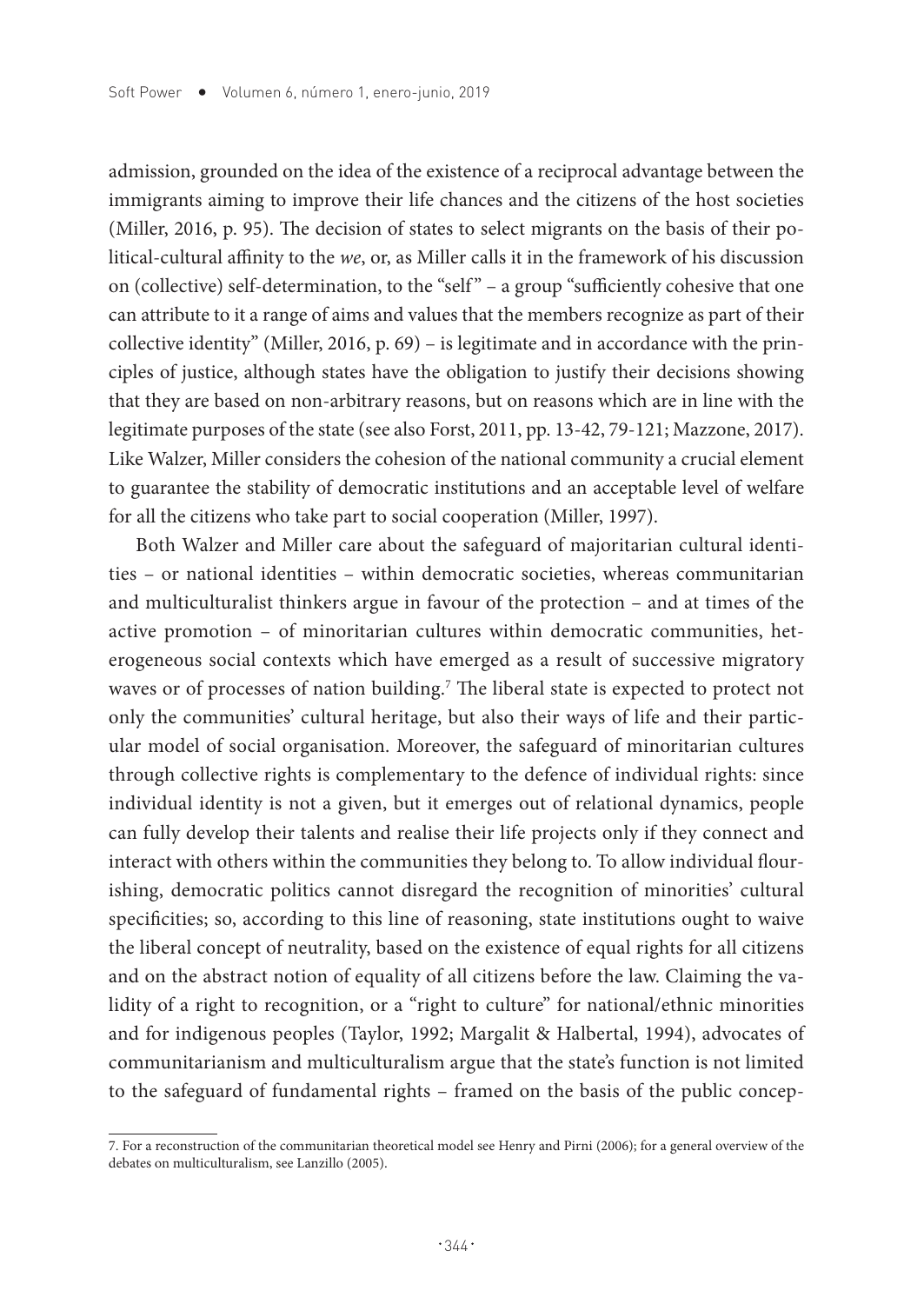admission, grounded on the idea of the existence of a reciprocal advantage between the immigrants aiming to improve their life chances and the citizens of the host societies (Miller, 2016, p. 95). The decision of states to select migrants on the basis of their political-cultural affinity to the *we*, or, as Miller calls it in the framework of his discussion on (collective) self-determination, to the "self" – a group "sufficiently cohesive that one can attribute to it a range of aims and values that the members recognize as part of their collective identity" (Miller, 2016, p. 69) – is legitimate and in accordance with the principles of justice, although states have the obligation to justify their decisions showing that they are based on non-arbitrary reasons, but on reasons which are in line with the legitimate purposes of the state (see also Forst, 2011, pp. 13-42, 79-121; Mazzone, 2017). Like Walzer, Miller considers the cohesion of the national community a crucial element to guarantee the stability of democratic institutions and an acceptable level of welfare for all the citizens who take part to social cooperation (Miller, 1997).

Both Walzer and Miller care about the safeguard of majoritarian cultural identities – or national identities – within democratic societies, whereas communitarian and multiculturalist thinkers argue in favour of the protection – and at times of the active promotion – of minoritarian cultures within democratic communities, heterogeneous social contexts which have emerged as a result of successive migratory waves or of processes of nation building.[7] The liberal state is expected to protect not only the communities' cultural heritage, but also their ways of life and their particular model of social organisation. Moreover, the safeguard of minoritarian cultures through collective rights is complementary to the defence of individual rights: since individual identity is not a given, but it emerges out of relational dynamics, people can fully develop their talents and realise their life projects only if they connect and interact with others within the communities they belong to. To allow individual flourishing, democratic politics cannot disregard the recognition of minorities' cultural specificities; so, according to this line of reasoning, state institutions ought to waive the liberal concept of neutrality, based on the existence of equal rights for all citizens and on the abstract notion of equality of all citizens before the law. Claiming the validity of a right to recognition, or a "right to culture" for national/ethnic minorities and for indigenous peoples (Taylor, 1992; Margalit & Halbertal, 1994), advocates of communitarianism and multiculturalism argue that the state's function is not limited to the safeguard of fundamental rights – framed on the basis of the public concep-

7. For a reconstruction of the communitarian theoretical model see Henry and Pirni (2006); for a general overview of the debates on multiculturalism, see Lanzillo (2005).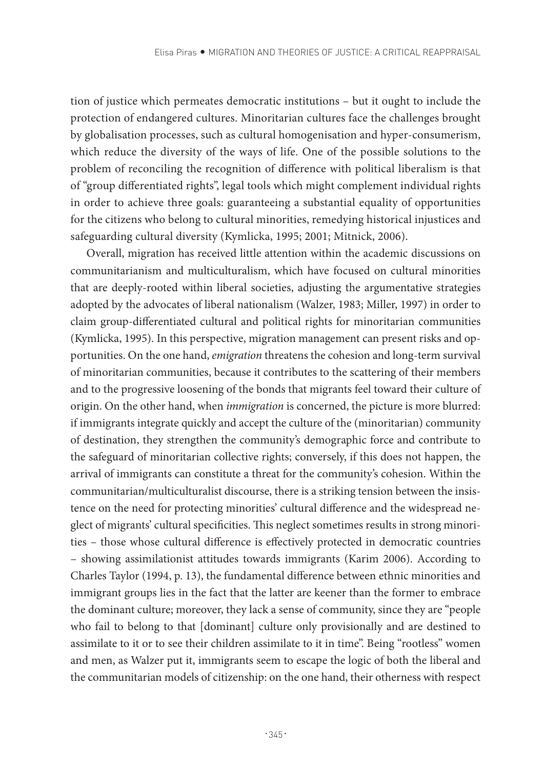tion of justice which permeates democratic institutions – but it ought to include the protection of endangered cultures. Minoritarian cultures face the challenges brought by globalisation processes, such as cultural homogenisation and hyper-consumerism, which reduce the diversity of the ways of life. One of the possible solutions to the problem of reconciling the recognition of difference with political liberalism is that of "group differentiated rights", legal tools which might complement individual rights in order to achieve three goals: guaranteeing a substantial equality of opportunities for the citizens who belong to cultural minorities, remedying historical injustices and safeguarding cultural diversity (Kymlicka, 1995; 2001; Mitnick, 2006).

Overall, migration has received little attention within the academic discussions on communitarianism and multiculturalism, which have focused on cultural minorities that are deeply-rooted within liberal societies, adjusting the argumentative strategies adopted by the advocates of liberal nationalism (Walzer, 1983; Miller, 1997) in order to claim group-differentiated cultural and political rights for minoritarian communities (Kymlicka, 1995). In this perspective, migration management can present risks and opportunities. On the one hand, *emigration* threatens the cohesion and long-term survival of minoritarian communities, because it contributes to the scattering of their members and to the progressive loosening of the bonds that migrants feel toward their culture of origin. On the other hand, when *immigration* is concerned, the picture is more blurred: if immigrants integrate quickly and accept the culture of the (minoritarian) community of destination, they strengthen the community's demographic force and contribute to the safeguard of minoritarian collective rights; conversely, if this does not happen, the arrival of immigrants can constitute a threat for the community's cohesion. Within the communitarian/multiculturalist discourse, there is a striking tension between the insistence on the need for protecting minorities' cultural difference and the widespread neglect of migrants' cultural specificities. This neglect sometimes results in strong minorities – those whose cultural difference is effectively protected in democratic countries – showing assimilationist attitudes towards immigrants (Karim 2006). According to Charles Taylor (1994, p. 13), the fundamental difference between ethnic minorities and immigrant groups lies in the fact that the latter are keener than the former to embrace the dominant culture; moreover, they lack a sense of community, since they are "people who fail to belong to that [dominant] culture only provisionally and are destined to assimilate to it or to see their children assimilate to it in time". Being "rootless" women and men, as Walzer put it, immigrants seem to escape the logic of both the liberal and the communitarian models of citizenship: on the one hand, their otherness with respect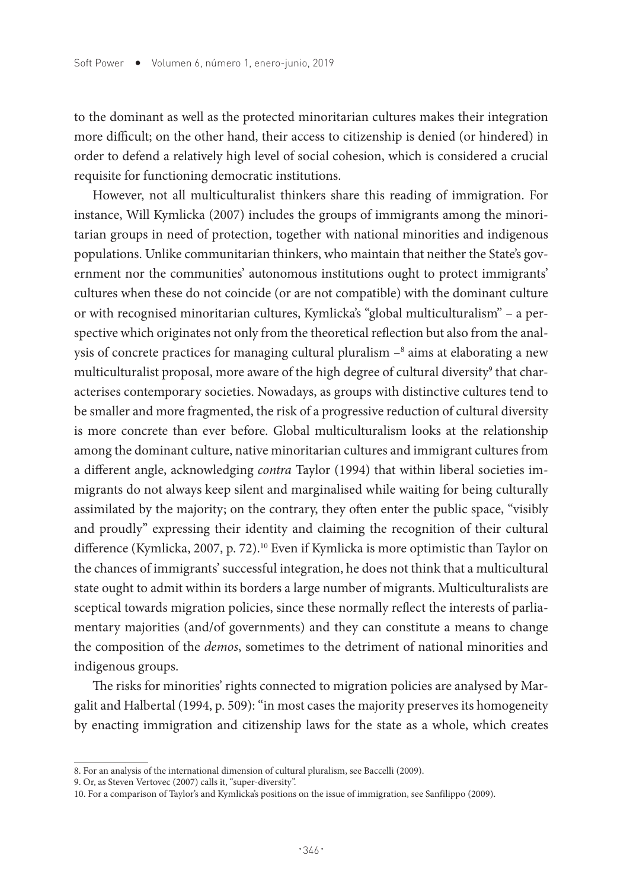to the dominant as well as the protected minoritarian cultures makes their integration more difficult; on the other hand, their access to citizenship is denied (or hindered) in order to defend a relatively high level of social cohesion, which is considered a crucial requisite for functioning democratic institutions.

However, not all multiculturalist thinkers share this reading of immigration. For instance, Will Kymlicka (2007) includes the groups of immigrants among the minoritarian groups in need of protection, together with national minorities and indigenous populations. Unlike communitarian thinkers, who maintain that neither the State's government nor the communities' autonomous institutions ought to protect immigrants' cultures when these do not coincide (or are not compatible) with the dominant culture or with recognised minoritarian cultures, Kymlicka's "global multiculturalism" – a perspective which originates not only from the theoretical reflection but also from the analysis of concrete practices for managing cultural pluralism –[8] aims at elaborating a new multiculturalist proposal, more aware of the high degree of cultural diversity[9] that characterises contemporary societies. Nowadays, as groups with distinctive cultures tend to be smaller and more fragmented, the risk of a progressive reduction of cultural diversity is more concrete than ever before. Global multiculturalism looks at the relationship among the dominant culture, native minoritarian cultures and immigrant cultures from a different angle, acknowledging *contra* Taylor (1994) that within liberal societies immigrants do not always keep silent and marginalised while waiting for being culturally assimilated by the majority; on the contrary, they often enter the public space, "visibly and proudly" expressing their identity and claiming the recognition of their cultural difference (Kymlicka, 2007, p. 72).[10] Even if Kymlicka is more optimistic than Taylor on the chances of immigrants' successful integration, he does not think that a multicultural state ought to admit within its borders a large number of migrants. Multiculturalists are sceptical towards migration policies, since these normally reflect the interests of parliamentary majorities (and/of governments) and they can constitute a means to change the composition of the *demos*, sometimes to the detriment of national minorities and indigenous groups.

The risks for minorities' rights connected to migration policies are analysed by Margalit and Halbertal (1994, p. 509): "in most cases the majority preserves its homogeneity by enacting immigration and citizenship laws for the state as a whole, which creates

---

8. For an analysis of the international dimension of cultural pluralism, see Baccelli (2009).

9. Or, as Steven Vertovec (2007) calls it, "super-diversity".

10. For a comparison of Taylor's and Kymlicka's positions on the issue of immigration, see Sanfilippo (2009).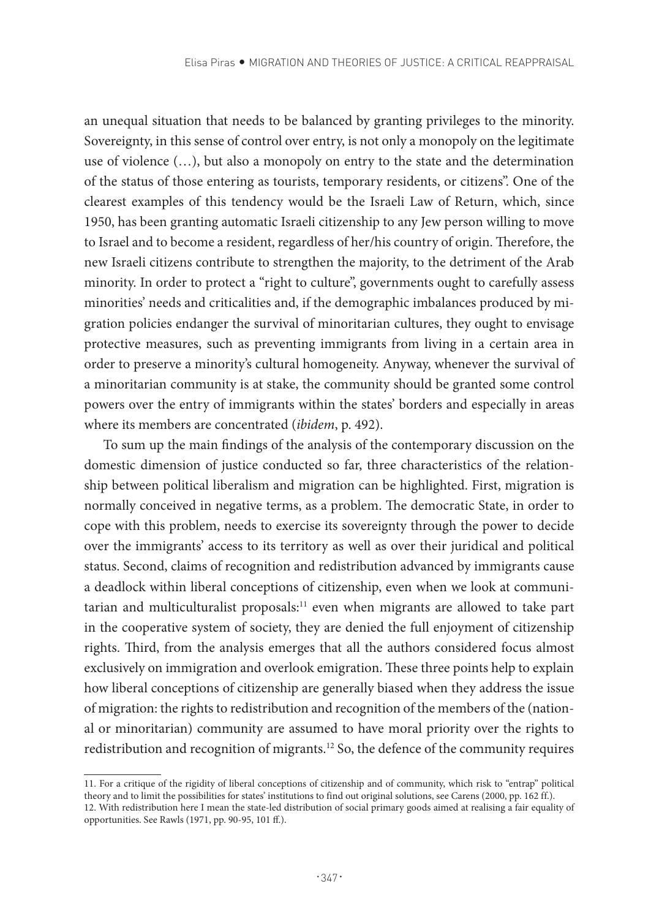an unequal situation that needs to be balanced by granting privileges to the minority. Sovereignty, in this sense of control over entry, is not only a monopoly on the legitimate use of violence (…), but also a monopoly on entry to the state and the determination of the status of those entering as tourists, temporary residents, or citizens". One of the clearest examples of this tendency would be the Israeli Law of Return, which, since 1950, has been granting automatic Israeli citizenship to any Jew person willing to move to Israel and to become a resident, regardless of her/his country of origin. Therefore, the new Israeli citizens contribute to strengthen the majority, to the detriment of the Arab minority. In order to protect a "right to culture", governments ought to carefully assess minorities' needs and criticalities and, if the demographic imbalances produced by migration policies endanger the survival of minoritarian cultures, they ought to envisage protective measures, such as preventing immigrants from living in a certain area in order to preserve a minority's cultural homogeneity. Anyway, whenever the survival of a minoritarian community is at stake, the community should be granted some control powers over the entry of immigrants within the states' borders and especially in areas where its members are concentrated (*ibidem*, p. 492).

To sum up the main findings of the analysis of the contemporary discussion on the domestic dimension of justice conducted so far, three characteristics of the relationship between political liberalism and migration can be highlighted. First, migration is normally conceived in negative terms, as a problem. The democratic State, in order to cope with this problem, needs to exercise its sovereignty through the power to decide over the immigrants' access to its territory as well as over their juridical and political status. Second, claims of recognition and redistribution advanced by immigrants cause a deadlock within liberal conceptions of citizenship, even when we look at communitarian and multiculturalist proposals:[11] even when migrants are allowed to take part in the cooperative system of society, they are denied the full enjoyment of citizenship rights. Third, from the analysis emerges that all the authors considered focus almost exclusively on immigration and overlook emigration. These three points help to explain how liberal conceptions of citizenship are generally biased when they address the issue of migration: the rights to redistribution and recognition of the members of the (national or minoritarian) community are assumed to have moral priority over the rights to redistribution and recognition of migrants.[12] So, the defence of the community requires

11. For a critique of the rigidity of liberal conceptions of citizenship and of community, which risk to "entrap" political theory and to limit the possibilities for states' institutions to find out original solutions, see Carens (2000, pp. 162 ff.).

12. With redistribution here I mean the state-led distribution of social primary goods aimed at realising a fair equality of opportunities. See Rawls (1971, pp. 90-95, 101 ff.).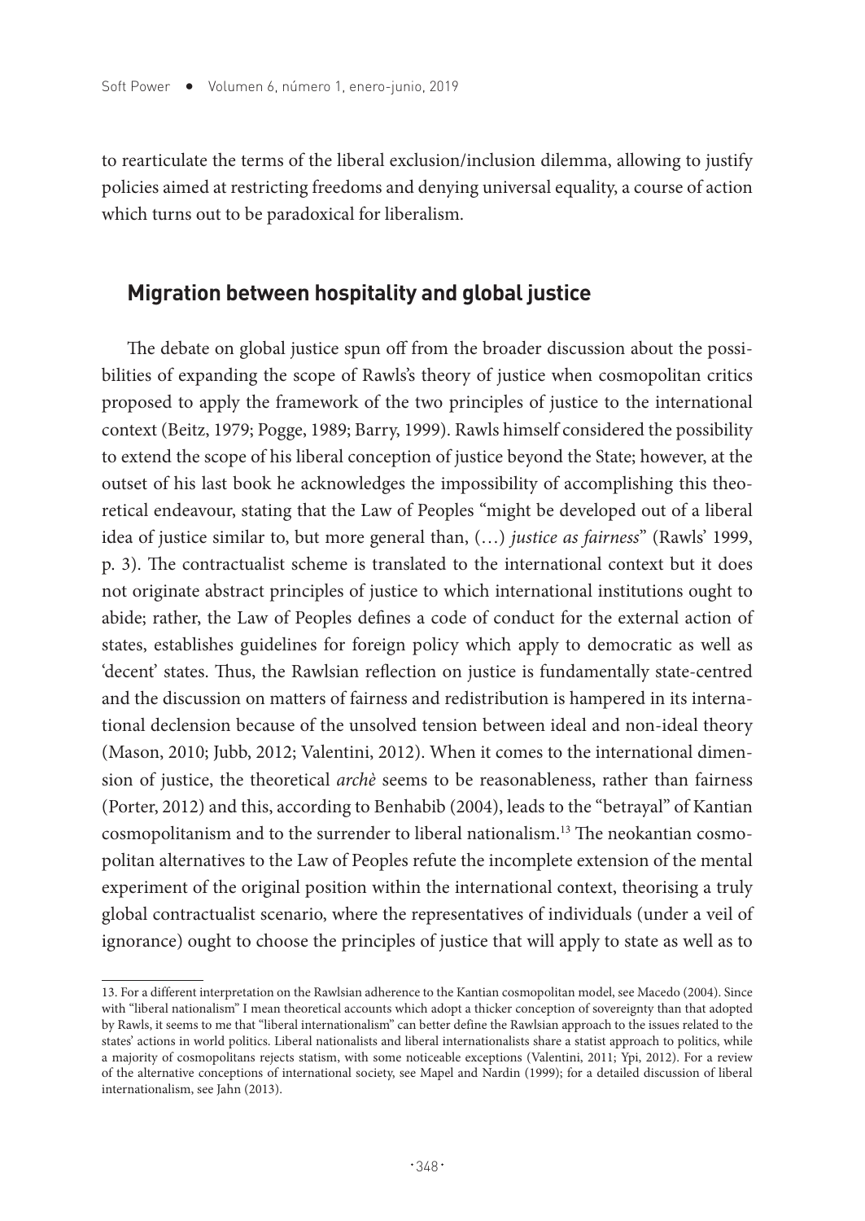to rearticulate the terms of the liberal exclusion/inclusion dilemma, allowing to justify policies aimed at restricting freedoms and denying universal equality, a course of action which turns out to be paradoxical for liberalism.

## Migration between hospitality and global justice

The debate on global justice spun off from the broader discussion about the possibilities of expanding the scope of Rawls's theory of justice when cosmopolitan critics proposed to apply the framework of the two principles of justice to the international context (Beitz, 1979; Pogge, 1989; Barry, 1999). Rawls himself considered the possibility to extend the scope of his liberal conception of justice beyond the State; however, at the outset of his last book he acknowledges the impossibility of accomplishing this theoretical endeavour, stating that the Law of Peoples "might be developed out of a liberal idea of justice similar to, but more general than, (…) *justice as fairness*" (Rawls' 1999, p. 3). The contractualist scheme is translated to the international context but it does not originate abstract principles of justice to which international institutions ought to abide; rather, the Law of Peoples defines a code of conduct for the external action of states, establishes guidelines for foreign policy which apply to democratic as well as 'decent' states. Thus, the Rawlsian reflection on justice is fundamentally state-centred and the discussion on matters of fairness and redistribution is hampered in its international declension because of the unsolved tension between ideal and non-ideal theory (Mason, 2010; Jubb, 2012; Valentini, 2012). When it comes to the international dimension of justice, the theoretical *archè* seems to be reasonableness, rather than fairness (Porter, 2012) and this, according to Benhabib (2004), leads to the "betrayal" of Kantian cosmopolitanism and to the surrender to liberal nationalism.[13] The neokantian cosmopolitan alternatives to the Law of Peoples refute the incomplete extension of the mental experiment of the original position within the international context, theorising a truly global contractualist scenario, where the representatives of individuals (under a veil of ignorance) ought to choose the principles of justice that will apply to state as well as to

13. For a different interpretation on the Rawlsian adherence to the Kantian cosmopolitan model, see Macedo (2004). Since with "liberal nationalism" I mean theoretical accounts which adopt a thicker conception of sovereignty than that adopted by Rawls, it seems to me that "liberal internationalism" can better define the Rawlsian approach to the issues related to the states' actions in world politics. Liberal nationalists and liberal internationalists share a statist approach to politics, while a majority of cosmopolitans rejects statism, with some noticeable exceptions (Valentini, 2011; Ypi, 2012). For a review of the alternative conceptions of international society, see Mapel and Nardin (1999); for a detailed discussion of liberal internationalism, see Jahn (2013).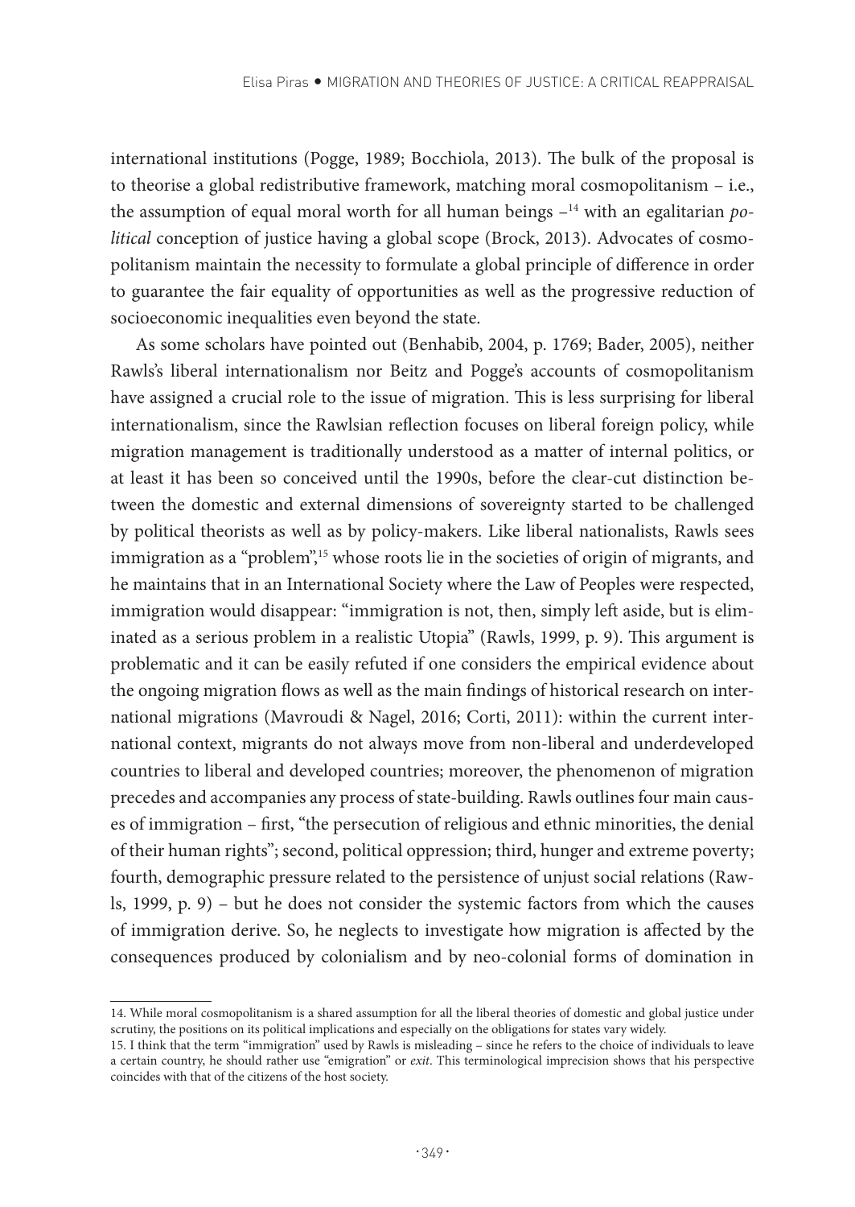international institutions (Pogge, 1989; Bocchiola, 2013). The bulk of the proposal is to theorise a global redistributive framework, matching moral cosmopolitanism – i.e., the assumption of equal moral worth for all human beings –[14] with an egalitarian *political* conception of justice having a global scope (Brock, 2013). Advocates of cosmopolitanism maintain the necessity to formulate a global principle of difference in order to guarantee the fair equality of opportunities as well as the progressive reduction of socioeconomic inequalities even beyond the state.

As some scholars have pointed out (Benhabib, 2004, p. 1769; Bader, 2005), neither Rawls's liberal internationalism nor Beitz and Pogge's accounts of cosmopolitanism have assigned a crucial role to the issue of migration. This is less surprising for liberal internationalism, since the Rawlsian reflection focuses on liberal foreign policy, while migration management is traditionally understood as a matter of internal politics, or at least it has been so conceived until the 1990s, before the clear-cut distinction between the domestic and external dimensions of sovereignty started to be challenged by political theorists as well as by policy-makers. Like liberal nationalists, Rawls sees immigration as a "problem",[15] whose roots lie in the societies of origin of migrants, and he maintains that in an International Society where the Law of Peoples were respected, immigration would disappear: "immigration is not, then, simply left aside, but is eliminated as a serious problem in a realistic Utopia" (Rawls, 1999, p. 9). This argument is problematic and it can be easily refuted if one considers the empirical evidence about the ongoing migration flows as well as the main findings of historical research on international migrations (Mavroudi & Nagel, 2016; Corti, 2011): within the current international context, migrants do not always move from non-liberal and underdeveloped countries to liberal and developed countries; moreover, the phenomenon of migration precedes and accompanies any process of state-building. Rawls outlines four main causes of immigration – first, "the persecution of religious and ethnic minorities, the denial of their human rights"; second, political oppression; third, hunger and extreme poverty; fourth, demographic pressure related to the persistence of unjust social relations (Rawls, 1999, p. 9) – but he does not consider the systemic factors from which the causes of immigration derive. So, he neglects to investigate how migration is affected by the consequences produced by colonialism and by neo-colonial forms of domination in

14. While moral cosmopolitanism is a shared assumption for all the liberal theories of domestic and global justice under scrutiny, the positions on its political implications and especially on the obligations for states vary widely.

15. I think that the term "immigration" used by Rawls is misleading – since he refers to the choice of individuals to leave a certain country, he should rather use "emigration" or *exit*. This terminological imprecision shows that his perspective coincides with that of the citizens of the host society.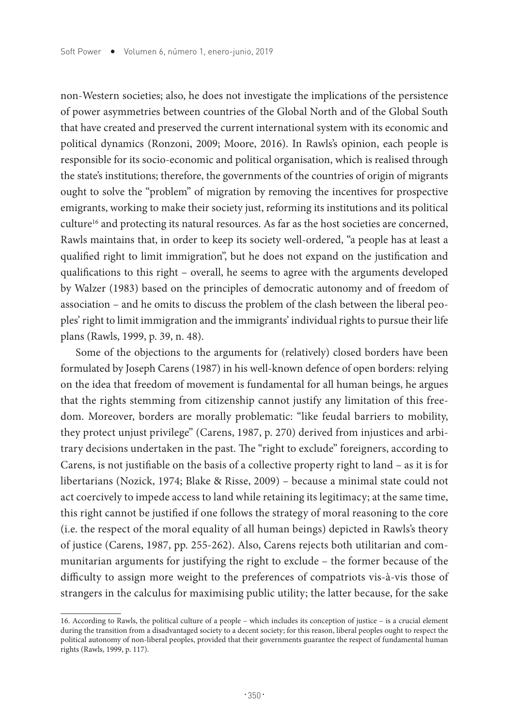non-Western societies; also, he does not investigate the implications of the persistence of power asymmetries between countries of the Global North and of the Global South that have created and preserved the current international system with its economic and political dynamics (Ronzoni, 2009; Moore, 2016). In Rawls's opinion, each people is responsible for its socio-economic and political organisation, which is realised through the state's institutions; therefore, the governments of the countries of origin of migrants ought to solve the "problem" of migration by removing the incentives for prospective emigrants, working to make their society just, reforming its institutions and its political culture[16] and protecting its natural resources. As far as the host societies are concerned, Rawls maintains that, in order to keep its society well-ordered, "a people has at least a qualified right to limit immigration", but he does not expand on the justification and qualifications to this right – overall, he seems to agree with the arguments developed by Walzer (1983) based on the principles of democratic autonomy and of freedom of association – and he omits to discuss the problem of the clash between the liberal peoples' right to limit immigration and the immigrants' individual rights to pursue their life plans (Rawls, 1999, p. 39, n. 48).

Some of the objections to the arguments for (relatively) closed borders have been formulated by Joseph Carens (1987) in his well-known defence of open borders: relying on the idea that freedom of movement is fundamental for all human beings, he argues that the rights stemming from citizenship cannot justify any limitation of this freedom. Moreover, borders are morally problematic: "like feudal barriers to mobility, they protect unjust privilege" (Carens, 1987, p. 270) derived from injustices and arbitrary decisions undertaken in the past. The "right to exclude" foreigners, according to Carens, is not justifiable on the basis of a collective property right to land – as it is for libertarians (Nozick, 1974; Blake & Risse, 2009) – because a minimal state could not act coercively to impede access to land while retaining its legitimacy; at the same time, this right cannot be justified if one follows the strategy of moral reasoning to the core (i.e. the respect of the moral equality of all human beings) depicted in Rawls's theory of justice (Carens, 1987, pp. 255-262). Also, Carens rejects both utilitarian and communitarian arguments for justifying the right to exclude – the former because of the difficulty to assign more weight to the preferences of compatriots vis-à-vis those of strangers in the calculus for maximising public utility; the latter because, for the sake

16. According to Rawls, the political culture of a people – which includes its conception of justice – is a crucial element during the transition from a disadvantaged society to a decent society; for this reason, liberal peoples ought to respect the political autonomy of non-liberal peoples, provided that their governments guarantee the respect of fundamental human rights (Rawls, 1999, p. 117).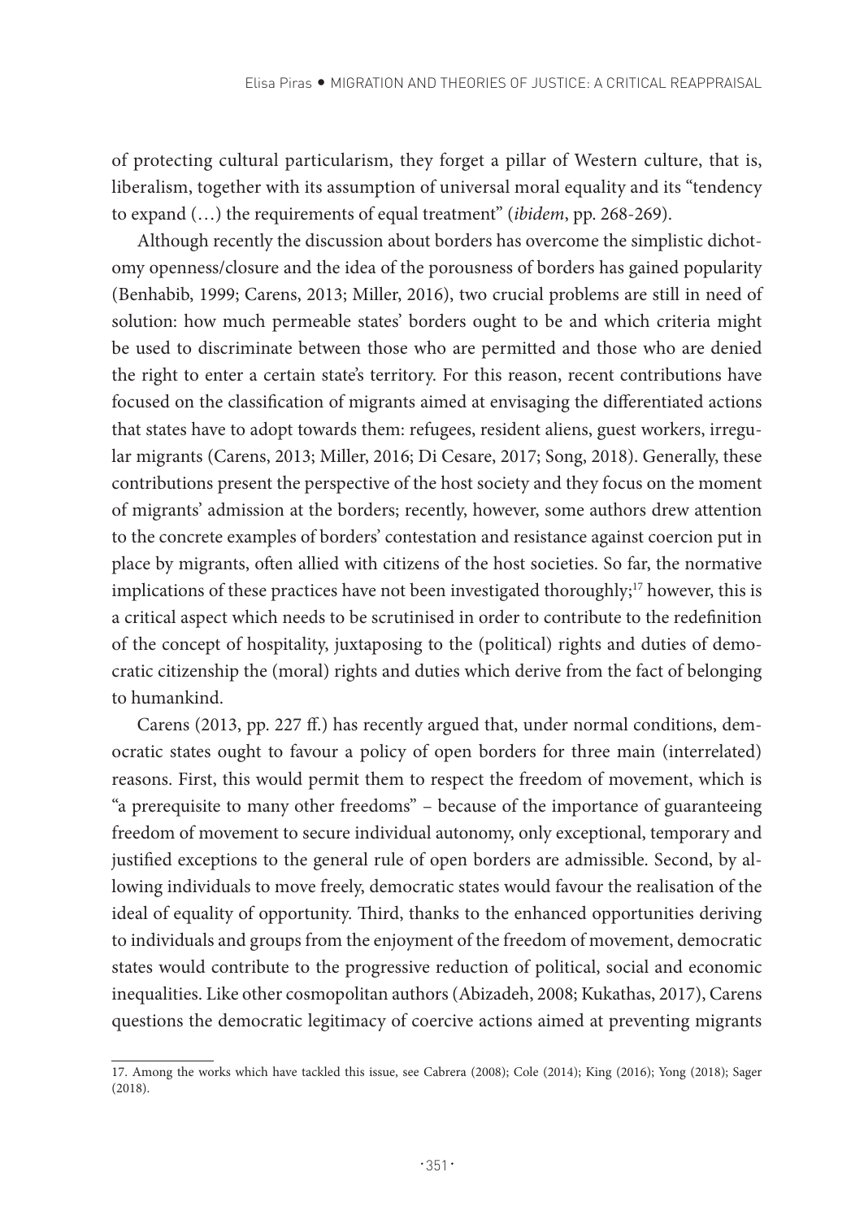of protecting cultural particularism, they forget a pillar of Western culture, that is, liberalism, together with its assumption of universal moral equality and its "tendency to expand (…) the requirements of equal treatment" (*ibidem*, pp. 268-269).

Although recently the discussion about borders has overcome the simplistic dichotomy openness/closure and the idea of the porousness of borders has gained popularity (Benhabib, 1999; Carens, 2013; Miller, 2016), two crucial problems are still in need of solution: how much permeable states' borders ought to be and which criteria might be used to discriminate between those who are permitted and those who are denied the right to enter a certain state's territory. For this reason, recent contributions have focused on the classification of migrants aimed at envisaging the differentiated actions that states have to adopt towards them: refugees, resident aliens, guest workers, irregular migrants (Carens, 2013; Miller, 2016; Di Cesare, 2017; Song, 2018). Generally, these contributions present the perspective of the host society and they focus on the moment of migrants' admission at the borders; recently, however, some authors drew attention to the concrete examples of borders' contestation and resistance against coercion put in place by migrants, often allied with citizens of the host societies. So far, the normative implications of these practices have not been investigated thoroughly;[17] however, this is a critical aspect which needs to be scrutinised in order to contribute to the redefinition of the concept of hospitality, juxtaposing to the (political) rights and duties of democratic citizenship the (moral) rights and duties which derive from the fact of belonging to humankind.

Carens (2013, pp. 227 ff.) has recently argued that, under normal conditions, democratic states ought to favour a policy of open borders for three main (interrelated) reasons. First, this would permit them to respect the freedom of movement, which is "a prerequisite to many other freedoms" – because of the importance of guaranteeing freedom of movement to secure individual autonomy, only exceptional, temporary and justified exceptions to the general rule of open borders are admissible. Second, by allowing individuals to move freely, democratic states would favour the realisation of the ideal of equality of opportunity. Third, thanks to the enhanced opportunities deriving to individuals and groups from the enjoyment of the freedom of movement, democratic states would contribute to the progressive reduction of political, social and economic inequalities. Like other cosmopolitan authors (Abizadeh, 2008; Kukathas, 2017), Carens questions the democratic legitimacy of coercive actions aimed at preventing migrants

17. Among the works which have tackled this issue, see Cabrera (2008); Cole (2014); King (2016); Yong (2018); Sager (2018).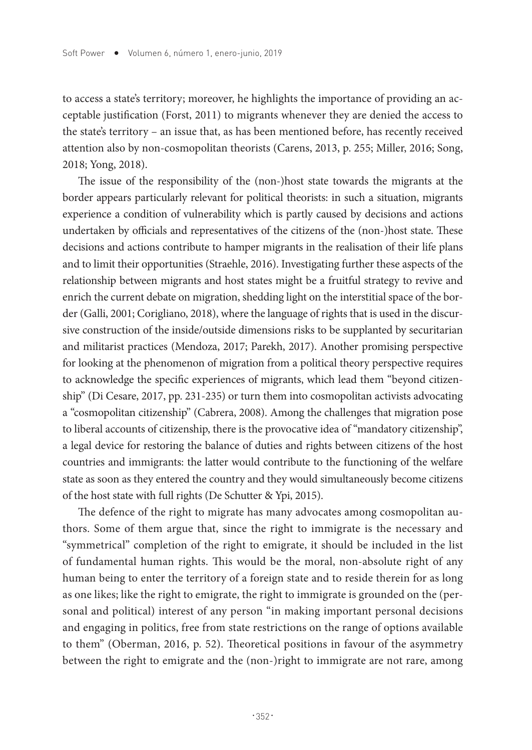to access a state's territory; moreover, he highlights the importance of providing an acceptable justification (Forst, 2011) to migrants whenever they are denied the access to the state's territory – an issue that, as has been mentioned before, has recently received attention also by non-cosmopolitan theorists (Carens, 2013, p. 255; Miller, 2016; Song, 2018; Yong, 2018).

The issue of the responsibility of the (non-)host state towards the migrants at the border appears particularly relevant for political theorists: in such a situation, migrants experience a condition of vulnerability which is partly caused by decisions and actions undertaken by officials and representatives of the citizens of the (non-)host state. These decisions and actions contribute to hamper migrants in the realisation of their life plans and to limit their opportunities (Straehle, 2016). Investigating further these aspects of the relationship between migrants and host states might be a fruitful strategy to revive and enrich the current debate on migration, shedding light on the interstitial space of the border (Galli, 2001; Corigliano, 2018), where the language of rights that is used in the discursive construction of the inside/outside dimensions risks to be supplanted by securitarian and militarist practices (Mendoza, 2017; Parekh, 2017). Another promising perspective for looking at the phenomenon of migration from a political theory perspective requires to acknowledge the specific experiences of migrants, which lead them "beyond citizenship" (Di Cesare, 2017, pp. 231-235) or turn them into cosmopolitan activists advocating a "cosmopolitan citizenship" (Cabrera, 2008). Among the challenges that migration pose to liberal accounts of citizenship, there is the provocative idea of "mandatory citizenship", a legal device for restoring the balance of duties and rights between citizens of the host countries and immigrants: the latter would contribute to the functioning of the welfare state as soon as they entered the country and they would simultaneously become citizens of the host state with full rights (De Schutter & Ypi, 2015).

The defence of the right to migrate has many advocates among cosmopolitan authors. Some of them argue that, since the right to immigrate is the necessary and "symmetrical" completion of the right to emigrate, it should be included in the list of fundamental human rights. This would be the moral, non-absolute right of any human being to enter the territory of a foreign state and to reside therein for as long as one likes; like the right to emigrate, the right to immigrate is grounded on the (personal and political) interest of any person "in making important personal decisions and engaging in politics, free from state restrictions on the range of options available to them" (Oberman, 2016, p. 52). Theoretical positions in favour of the asymmetry between the right to emigrate and the (non-)right to immigrate are not rare, among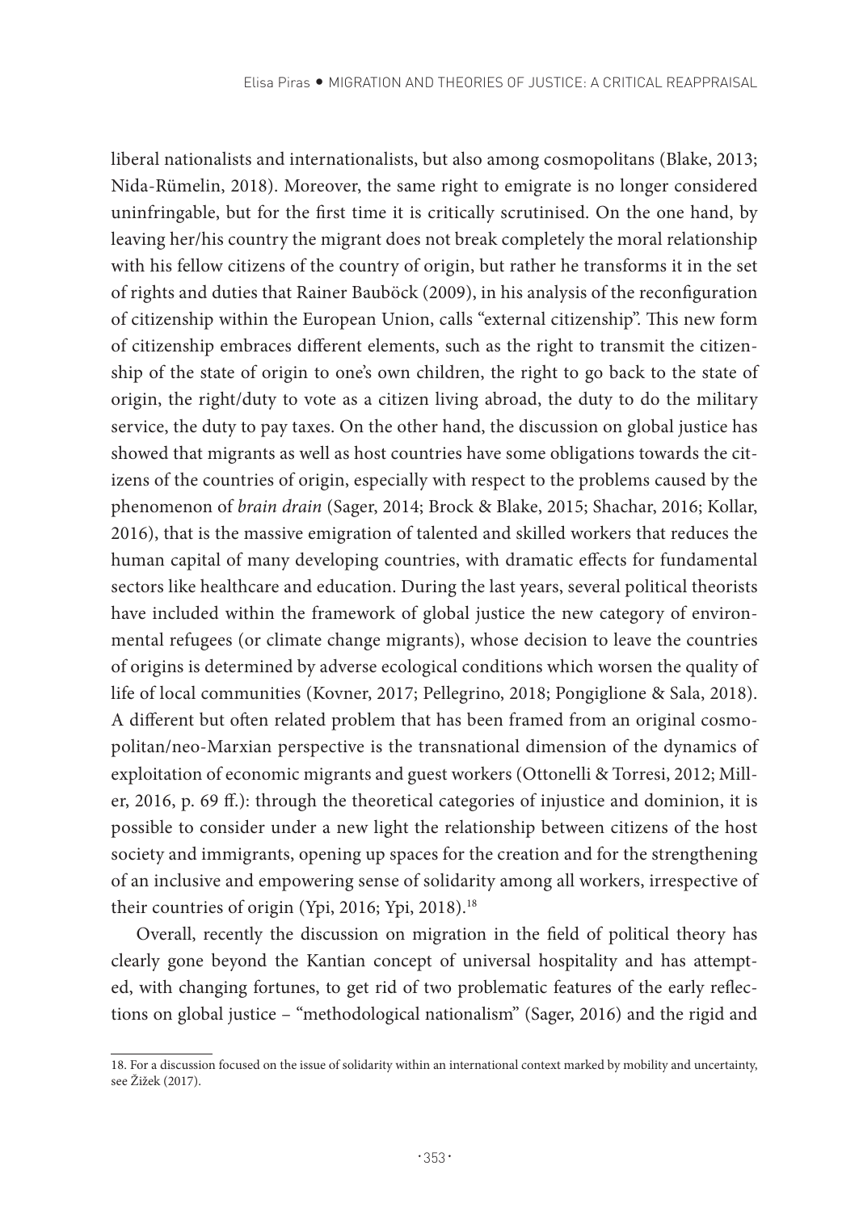liberal nationalists and internationalists, but also among cosmopolitans (Blake, 2013; Nida-Rümelin, 2018). Moreover, the same right to emigrate is no longer considered uninfringable, but for the first time it is critically scrutinised. On the one hand, by leaving her/his country the migrant does not break completely the moral relationship with his fellow citizens of the country of origin, but rather he transforms it in the set of rights and duties that Rainer Bauböck (2009), in his analysis of the reconfiguration of citizenship within the European Union, calls "external citizenship". This new form of citizenship embraces different elements, such as the right to transmit the citizenship of the state of origin to one's own children, the right to go back to the state of origin, the right/duty to vote as a citizen living abroad, the duty to do the military service, the duty to pay taxes. On the other hand, the discussion on global justice has showed that migrants as well as host countries have some obligations towards the citizens of the countries of origin, especially with respect to the problems caused by the phenomenon of *brain drain* (Sager, 2014; Brock & Blake, 2015; Shachar, 2016; Kollar, 2016), that is the massive emigration of talented and skilled workers that reduces the human capital of many developing countries, with dramatic effects for fundamental sectors like healthcare and education. During the last years, several political theorists have included within the framework of global justice the new category of environmental refugees (or climate change migrants), whose decision to leave the countries of origins is determined by adverse ecological conditions which worsen the quality of life of local communities (Kovner, 2017; Pellegrino, 2018; Pongiglione & Sala, 2018). A different but often related problem that has been framed from an original cosmopolitan/neo-Marxian perspective is the transnational dimension of the dynamics of exploitation of economic migrants and guest workers (Ottonelli & Torresi, 2012; Miller, 2016, p. 69 ff.): through the theoretical categories of injustice and dominion, it is possible to consider under a new light the relationship between citizens of the host society and immigrants, opening up spaces for the creation and for the strengthening of an inclusive and empowering sense of solidarity among all workers, irrespective of their countries of origin (Ypi, 2016; Ypi, 2018).[18]

Overall, recently the discussion on migration in the field of political theory has clearly gone beyond the Kantian concept of universal hospitality and has attempted, with changing fortunes, to get rid of two problematic features of the early reflections on global justice – "methodological nationalism" (Sager, 2016) and the rigid and

---

18. For a discussion focused on the issue of solidarity within an international context marked by mobility and uncertainty, see Žižek (2017).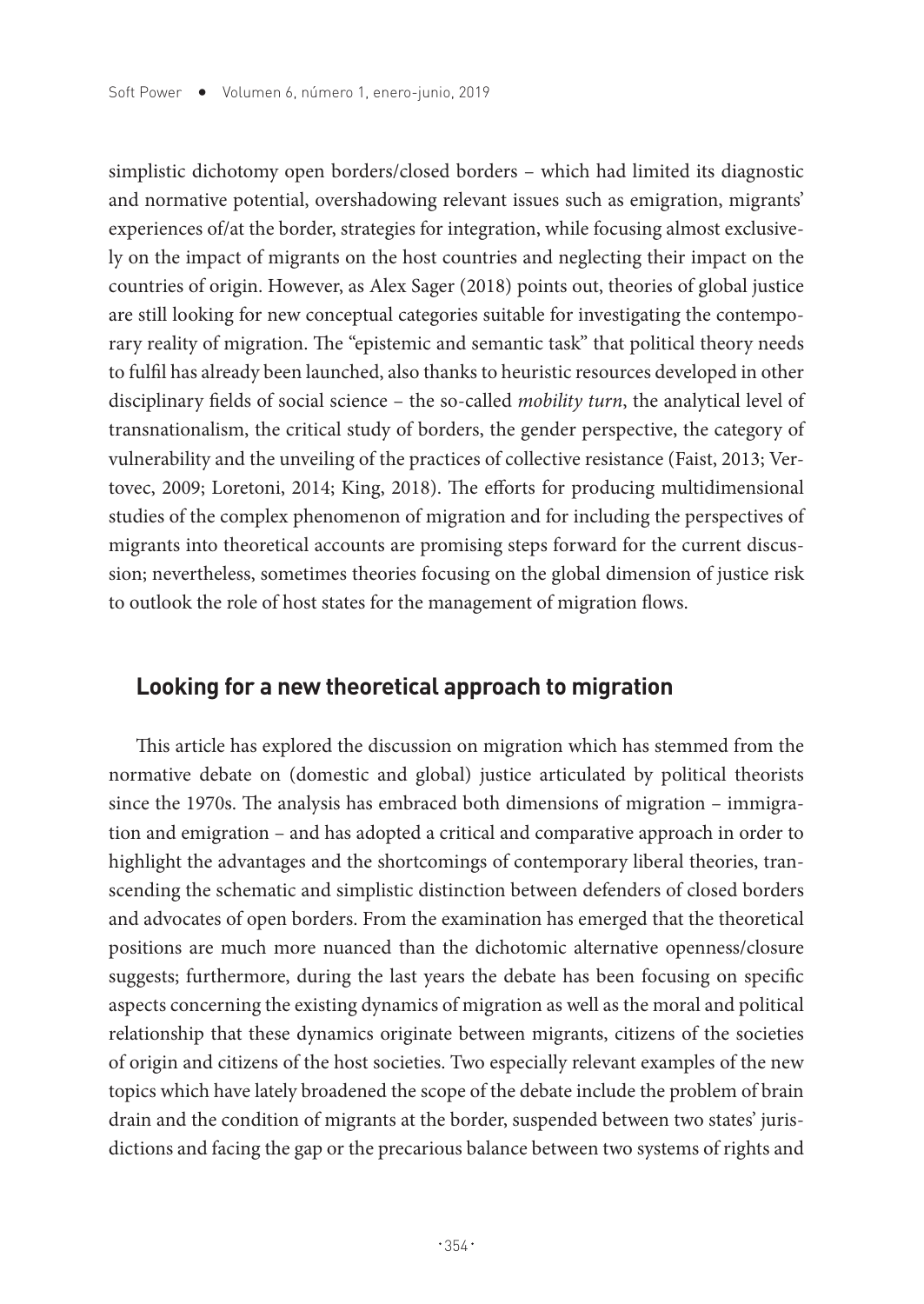simplistic dichotomy open borders/closed borders – which had limited its diagnostic and normative potential, overshadowing relevant issues such as emigration, migrants' experiences of/at the border, strategies for integration, while focusing almost exclusively on the impact of migrants on the host countries and neglecting their impact on the countries of origin. However, as Alex Sager (2018) points out, theories of global justice are still looking for new conceptual categories suitable for investigating the contemporary reality of migration. The "epistemic and semantic task" that political theory needs to fulfil has already been launched, also thanks to heuristic resources developed in other disciplinary fields of social science – the so-called *mobility turn*, the analytical level of transnationalism, the critical study of borders, the gender perspective, the category of vulnerability and the unveiling of the practices of collective resistance (Faist, 2013; Vertovec, 2009; Loretoni, 2014; King, 2018). The efforts for producing multidimensional studies of the complex phenomenon of migration and for including the perspectives of migrants into theoretical accounts are promising steps forward for the current discussion; nevertheless, sometimes theories focusing on the global dimension of justice risk to outlook the role of host states for the management of migration flows.

## Looking for a new theoretical approach to migration

This article has explored the discussion on migration which has stemmed from the normative debate on (domestic and global) justice articulated by political theorists since the 1970s. The analysis has embraced both dimensions of migration – immigration and emigration – and has adopted a critical and comparative approach in order to highlight the advantages and the shortcomings of contemporary liberal theories, transcending the schematic and simplistic distinction between defenders of closed borders and advocates of open borders. From the examination has emerged that the theoretical positions are much more nuanced than the dichotomic alternative openness/closure suggests; furthermore, during the last years the debate has been focusing on specific aspects concerning the existing dynamics of migration as well as the moral and political relationship that these dynamics originate between migrants, citizens of the societies of origin and citizens of the host societies. Two especially relevant examples of the new topics which have lately broadened the scope of the debate include the problem of brain drain and the condition of migrants at the border, suspended between two states' jurisdictions and facing the gap or the precarious balance between two systems of rights and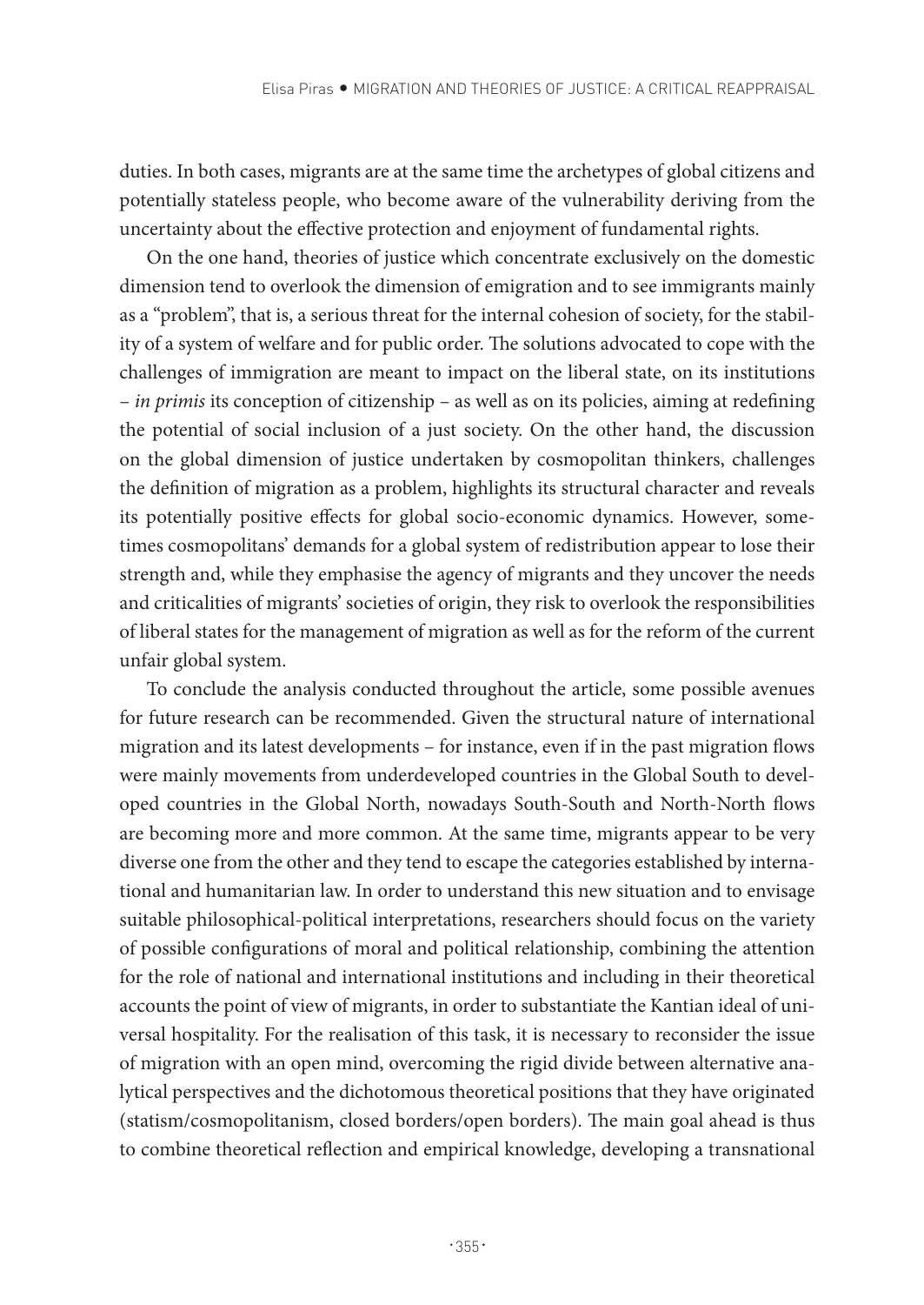duties. In both cases, migrants are at the same time the archetypes of global citizens and potentially stateless people, who become aware of the vulnerability deriving from the uncertainty about the effective protection and enjoyment of fundamental rights.

On the one hand, theories of justice which concentrate exclusively on the domestic dimension tend to overlook the dimension of emigration and to see immigrants mainly as a "problem", that is, a serious threat for the internal cohesion of society, for the stability of a system of welfare and for public order. The solutions advocated to cope with the challenges of immigration are meant to impact on the liberal state, on its institutions – *in primis* its conception of citizenship – as well as on its policies, aiming at redefining the potential of social inclusion of a just society. On the other hand, the discussion on the global dimension of justice undertaken by cosmopolitan thinkers, challenges the definition of migration as a problem, highlights its structural character and reveals its potentially positive effects for global socio-economic dynamics. However, sometimes cosmopolitans' demands for a global system of redistribution appear to lose their strength and, while they emphasise the agency of migrants and they uncover the needs and criticalities of migrants' societies of origin, they risk to overlook the responsibilities of liberal states for the management of migration as well as for the reform of the current unfair global system.

To conclude the analysis conducted throughout the article, some possible avenues for future research can be recommended. Given the structural nature of international migration and its latest developments – for instance, even if in the past migration flows were mainly movements from underdeveloped countries in the Global South to developed countries in the Global North, nowadays South-South and North-North flows are becoming more and more common. At the same time, migrants appear to be very diverse one from the other and they tend to escape the categories established by international and humanitarian law. In order to understand this new situation and to envisage suitable philosophical-political interpretations, researchers should focus on the variety of possible configurations of moral and political relationship, combining the attention for the role of national and international institutions and including in their theoretical accounts the point of view of migrants, in order to substantiate the Kantian ideal of universal hospitality. For the realisation of this task, it is necessary to reconsider the issue of migration with an open mind, overcoming the rigid divide between alternative analytical perspectives and the dichotomous theoretical positions that they have originated (statism/cosmopolitanism, closed borders/open borders). The main goal ahead is thus to combine theoretical reflection and empirical knowledge, developing a transnational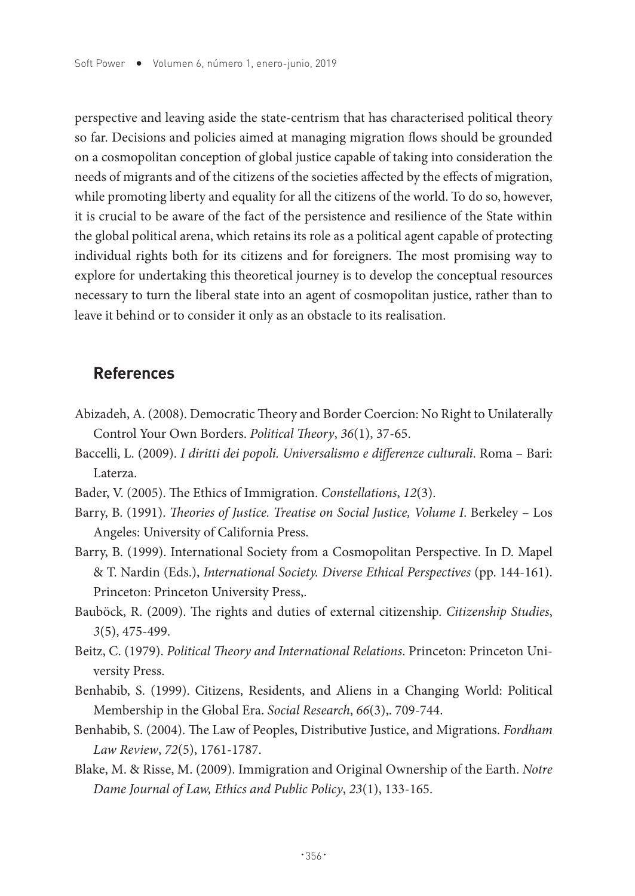perspective and leaving aside the state-centrism that has characterised political theory so far. Decisions and policies aimed at managing migration flows should be grounded on a cosmopolitan conception of global justice capable of taking into consideration the needs of migrants and of the citizens of the societies affected by the effects of migration, while promoting liberty and equality for all the citizens of the world. To do so, however, it is crucial to be aware of the fact of the persistence and resilience of the State within the global political arena, which retains its role as a political agent capable of protecting individual rights both for its citizens and for foreigners. The most promising way to explore for undertaking this theoretical journey is to develop the conceptual resources necessary to turn the liberal state into an agent of cosmopolitan justice, rather than to leave it behind or to consider it only as an obstacle to its realisation.

## References

Abizadeh, A. (2008). Democratic Theory and Border Coercion: No Right to Unilaterally Control Your Own Borders. *Political Theory*, *36*(1), 37-65.

Baccelli, L. (2009). *I diritti dei popoli. Universalismo e differenze culturali*. Roma – Bari: Laterza.

Bader, V. (2005). The Ethics of Immigration. *Constellations*, *12*(3).

Barry, B. (1991). *Theories of Justice. Treatise on Social Justice, Volume I*. Berkeley – Los Angeles: University of California Press.

Barry, B. (1999). International Society from a Cosmopolitan Perspective. In D. Mapel & T. Nardin (Eds.), *International Society. Diverse Ethical Perspectives* (pp. 144-161). Princeton: Princeton University Press,.

Bauböck, R. (2009). The rights and duties of external citizenship. *Citizenship Studies*, *3*(5), 475-499.

Beitz, C. (1979). *Political Theory and International Relations*. Princeton: Princeton University Press.

Benhabib, S. (1999). Citizens, Residents, and Aliens in a Changing World: Political Membership in the Global Era. *Social Research*, *66*(3),. 709-744.

Benhabib, S. (2004). The Law of Peoples, Distributive Justice, and Migrations. *Fordham Law Review*, *72*(5), 1761-1787.

Blake, M. & Risse, M. (2009). Immigration and Original Ownership of the Earth. *Notre Dame Journal of Law, Ethics and Public Policy*, *23*(1), 133-165.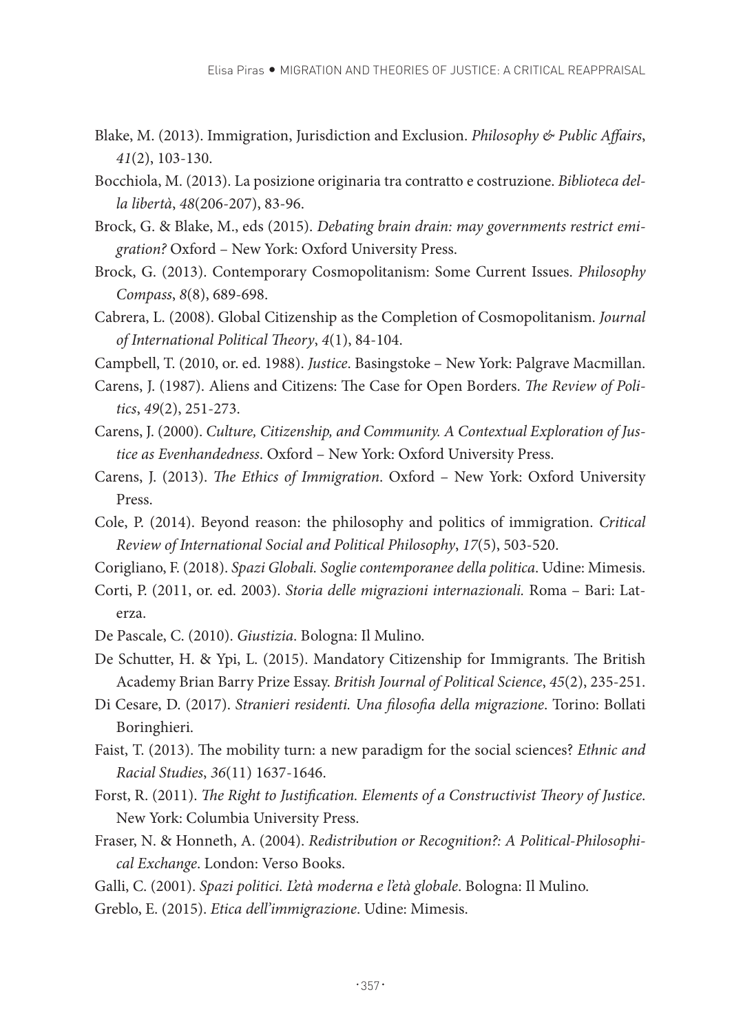Blake, M. (2013). Immigration, Jurisdiction and Exclusion. *Philosophy & Public Affairs*, *41*(2), 103-130.

Bocchiola, M. (2013). La posizione originaria tra contratto e costruzione. *Biblioteca della libertà*, *48*(206-207), 83-96.

Brock, G. & Blake, M., eds (2015). *Debating brain drain: may governments restrict emigration?* Oxford – New York: Oxford University Press.

Brock, G. (2013). Contemporary Cosmopolitanism: Some Current Issues. *Philosophy Compass*, *8*(8), 689-698.

Cabrera, L. (2008). Global Citizenship as the Completion of Cosmopolitanism. *Journal of International Political Theory*, *4*(1), 84-104.

Campbell, T. (2010, or. ed. 1988). *Justice*. Basingstoke – New York: Palgrave Macmillan.

Carens, J. (1987). Aliens and Citizens: The Case for Open Borders. *The Review of Politics*, *49*(2), 251-273.

Carens, J. (2000). *Culture, Citizenship, and Community. A Contextual Exploration of Justice as Evenhandedness*. Oxford – New York: Oxford University Press.

Carens, J. (2013). *The Ethics of Immigration*. Oxford – New York: Oxford University Press.

Cole, P. (2014). Beyond reason: the philosophy and politics of immigration. *Critical Review of International Social and Political Philosophy*, *17*(5), 503-520.

Corigliano, F. (2018). *Spazi Globali. Soglie contemporanee della politica*. Udine: Mimesis.

Corti, P. (2011, or. ed. 2003). *Storia delle migrazioni internazionali.* Roma – Bari: Laterza.

De Pascale, C. (2010). *Giustizia*. Bologna: Il Mulino.

De Schutter, H. & Ypi, L. (2015). Mandatory Citizenship for Immigrants. The British Academy Brian Barry Prize Essay. *British Journal of Political Science*, *45*(2), 235-251.

Di Cesare, D. (2017). *Stranieri residenti. Una filosofia della migrazione*. Torino: Bollati Boringhieri.

Faist, T. (2013). The mobility turn: a new paradigm for the social sciences? *Ethnic and Racial Studies*, *36*(11) 1637-1646.

Forst, R. (2011). *The Right to Justification. Elements of a Constructivist Theory of Justice*. New York: Columbia University Press.

Fraser, N. & Honneth, A. (2004). *Redistribution or Recognition?: A Political-Philosophical Exchange*. London: Verso Books.

Galli, C. (2001). *Spazi politici. L'età moderna e l'età globale*. Bologna: Il Mulino.

Greblo, E. (2015). *Etica dell'immigrazione*. Udine: Mimesis.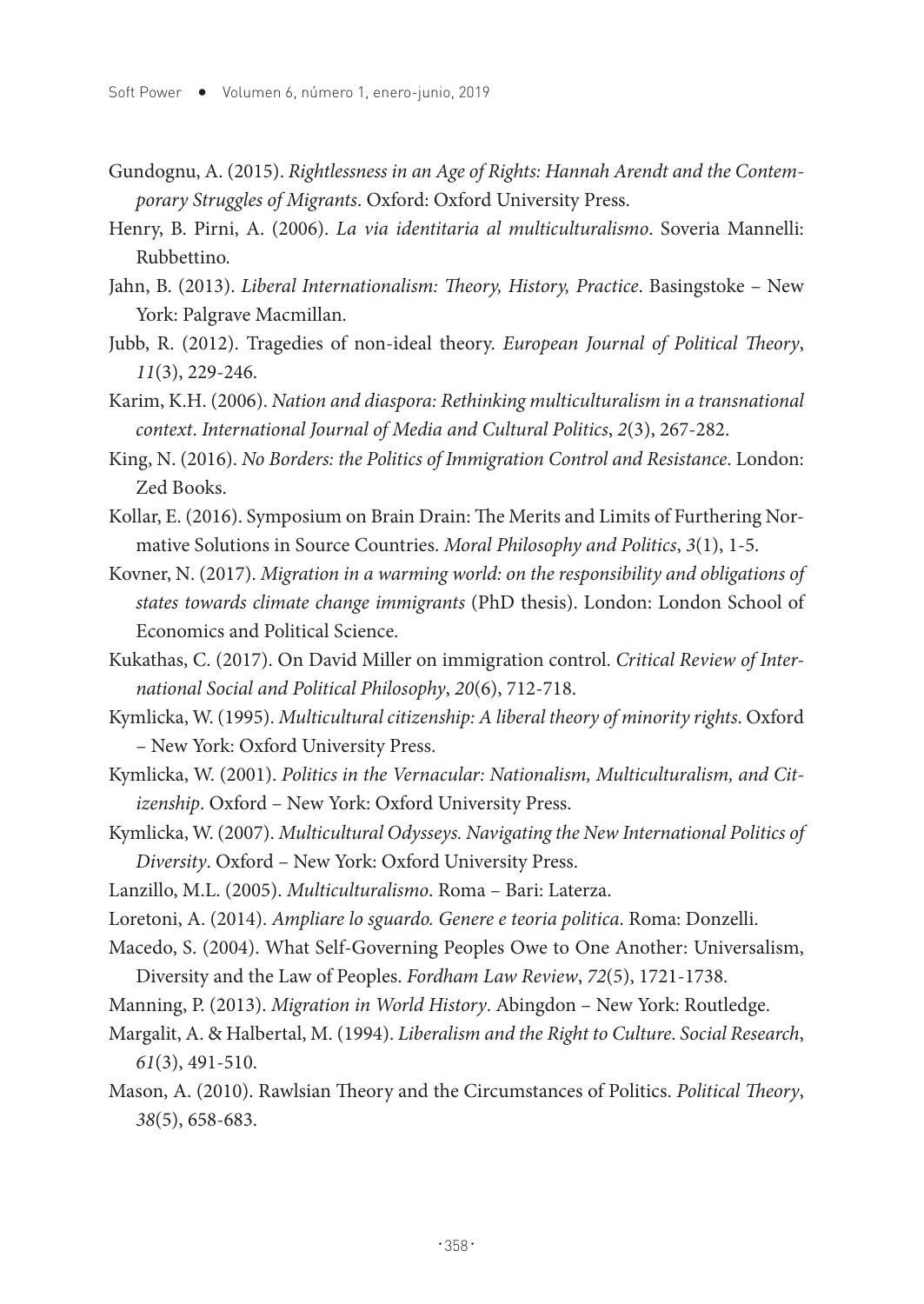Gundognu, A. (2015). *Rightlessness in an Age of Rights: Hannah Arendt and the Contemporary Struggles of Migrants*. Oxford: Oxford University Press.

Henry, B. Pirni, A. (2006). *La via identitaria al multiculturalismo*. Soveria Mannelli: Rubbettino.

Jahn, B. (2013). *Liberal Internationalism: Theory, History, Practice*. Basingstoke – New York: Palgrave Macmillan.

Jubb, R. (2012). Tragedies of non-ideal theory. *European Journal of Political Theory*, *11*(3), 229-246.

Karim, K.H. (2006). *Nation and diaspora: Rethinking multiculturalism in a transnational context*. *International Journal of Media and Cultural Politics*, *2*(3), 267-282.

King, N. (2016). *No Borders: the Politics of Immigration Control and Resistance*. London: Zed Books.

Kollar, E. (2016). Symposium on Brain Drain: The Merits and Limits of Furthering Normative Solutions in Source Countries. *Moral Philosophy and Politics*, *3*(1), 1-5.

Kovner, N. (2017). *Migration in a warming world: on the responsibility and obligations of states towards climate change immigrants* (PhD thesis). London: London School of Economics and Political Science.

Kukathas, C. (2017). On David Miller on immigration control. *Critical Review of International Social and Political Philosophy*, *20*(6), 712-718.

Kymlicka, W. (1995). *Multicultural citizenship: A liberal theory of minority rights*. Oxford – New York: Oxford University Press.

Kymlicka, W. (2001). *Politics in the Vernacular: Nationalism, Multiculturalism, and Citizenship*. Oxford – New York: Oxford University Press.

Kymlicka, W. (2007). *Multicultural Odysseys. Navigating the New International Politics of Diversity*. Oxford – New York: Oxford University Press.

Lanzillo, M.L. (2005). *Multiculturalismo*. Roma – Bari: Laterza.

Loretoni, A. (2014). *Ampliare lo sguardo. Genere e teoria politica*. Roma: Donzelli.

Macedo, S. (2004). What Self-Governing Peoples Owe to One Another: Universalism, Diversity and the Law of Peoples. *Fordham Law Review*, *72*(5), 1721-1738.

Manning, P. (2013). *Migration in World History*. Abingdon – New York: Routledge.

Margalit, A. & Halbertal, M. (1994). *Liberalism and the Right to Culture*. *Social Research*, *61*(3), 491-510.

Mason, A. (2010). Rawlsian Theory and the Circumstances of Politics. *Political Theory*, *38*(5), 658-683.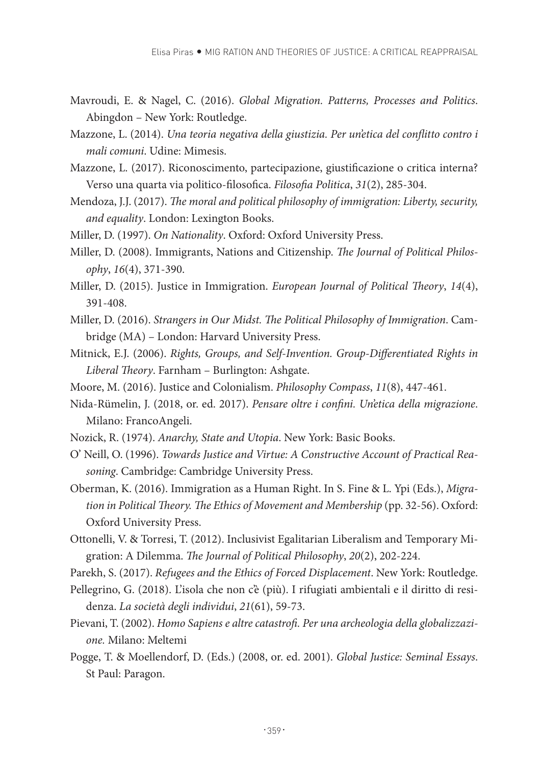Mavroudi, E. & Nagel, C. (2016). *Global Migration. Patterns, Processes and Politics*. Abingdon – New York: Routledge.

Mazzone, L. (2014). *Una teoria negativa della giustizia. Per un'etica del conflitto contro i mali comuni*. Udine: Mimesis.

Mazzone, L. (2017). Riconoscimento, partecipazione, giustificazione o critica interna? Verso una quarta via politico-filosofica. *Filosofia Politica*, *31*(2), 285-304.

Mendoza, J.J. (2017). *The moral and political philosophy of immigration: Liberty, security, and equality*. London: Lexington Books.

Miller, D. (1997). *On Nationality*. Oxford: Oxford University Press.

Miller, D. (2008). Immigrants, Nations and Citizenship. *The Journal of Political Philosophy*, *16*(4), 371-390.

Miller, D. (2015). Justice in Immigration. *European Journal of Political Theory*, *14*(4), 391-408.

Miller, D. (2016). *Strangers in Our Midst. The Political Philosophy of Immigration*. Cambridge (MA) – London: Harvard University Press.

Mitnick, E.J. (2006). *Rights, Groups, and Self-Invention. Group-Differentiated Rights in Liberal Theory*. Farnham – Burlington: Ashgate.

Moore, M. (2016). Justice and Colonialism. *Philosophy Compass*, *11*(8), 447-461.

Nida-Rümelin, J. (2018, or. ed. 2017). *Pensare oltre i confini. Un'etica della migrazione*. Milano: FrancoAngeli.

Nozick, R. (1974). *Anarchy, State and Utopia*. New York: Basic Books.

O' Neill, O. (1996). *Towards Justice and Virtue: A Constructive Account of Practical Reasoning*. Cambridge: Cambridge University Press.

Oberman, K. (2016). Immigration as a Human Right. In S. Fine & L. Ypi (Eds.), *Migration in Political Theory. The Ethics of Movement and Membership* (pp. 32-56). Oxford: Oxford University Press.

Ottonelli, V. & Torresi, T. (2012). Inclusivist Egalitarian Liberalism and Temporary Migration: A Dilemma. *The Journal of Political Philosophy*, *20*(2), 202-224.

Parekh, S. (2017). *Refugees and the Ethics of Forced Displacement*. New York: Routledge.

Pellegrino, G. (2018). L'isola che non c'è (più). I rifugiati ambientali e il diritto di residenza. *La società degli individui*, *21*(61), 59-73.

Pievani, T. (2002). *Homo Sapiens e altre catastrofi. Per una archeologia della globalizzazione.* Milano: Meltemi

Pogge, T. & Moellendorf, D. (Eds.) (2008, or. ed. 2001). *Global Justice: Seminal Essays*. St Paul: Paragon.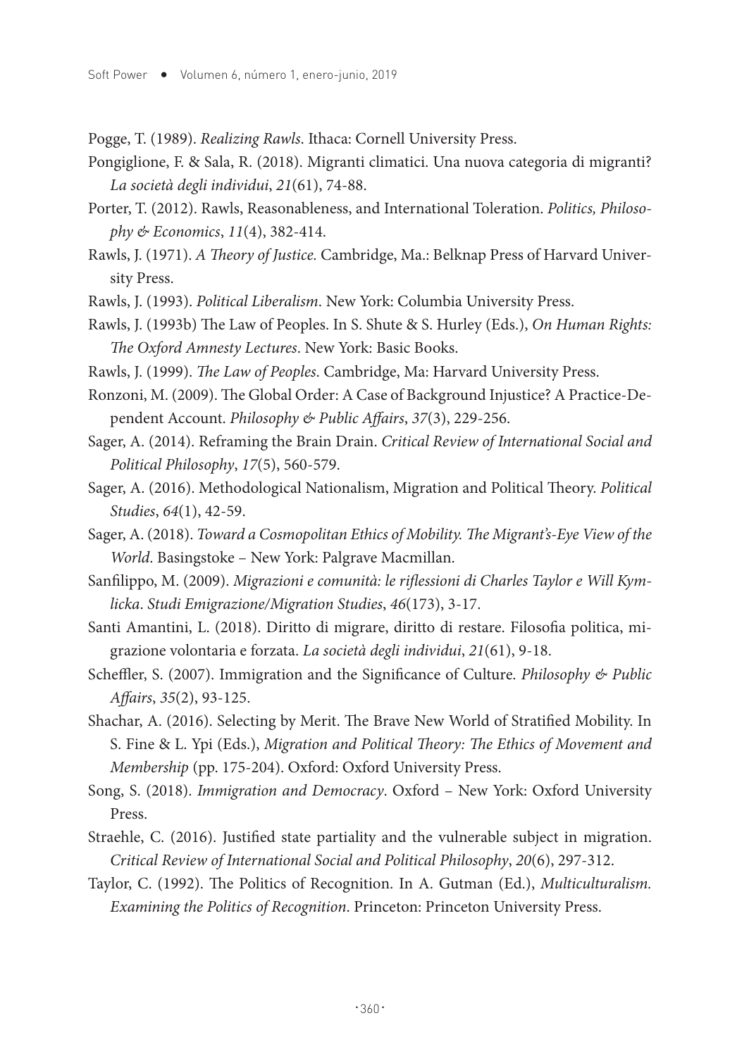Pogge, T. (1989). *Realizing Rawls*. Ithaca: Cornell University Press.

Pongiglione, F. & Sala, R. (2018). Migranti climatici. Una nuova categoria di migranti? *La società degli individui*, *21*(61), 74-88.

Porter, T. (2012). Rawls, Reasonableness, and International Toleration. *Politics, Philosophy & Economics*, *11*(4), 382-414.

Rawls, J. (1971). *A Theory of Justice.* Cambridge, Ma.: Belknap Press of Harvard University Press.

Rawls, J. (1993). *Political Liberalism*. New York: Columbia University Press.

Rawls, J. (1993b) The Law of Peoples. In S. Shute & S. Hurley (Eds.), *On Human Rights: The Oxford Amnesty Lectures*. New York: Basic Books.

Rawls, J. (1999). *The Law of Peoples*. Cambridge, Ma: Harvard University Press.

Ronzoni, M. (2009). The Global Order: A Case of Background Injustice? A Practice-Dependent Account. *Philosophy & Public Affairs*, *37*(3), 229-256.

Sager, A. (2014). Reframing the Brain Drain. *Critical Review of International Social and Political Philosophy*, *17*(5), 560-579.

Sager, A. (2016). Methodological Nationalism, Migration and Political Theory. *Political Studies*, *64*(1), 42-59.

Sager, A. (2018). *Toward a Cosmopolitan Ethics of Mobility. The Migrant's-Eye View of the World*. Basingstoke – New York: Palgrave Macmillan.

Sanfilippo, M. (2009). *Migrazioni e comunità: le riflessioni di Charles Taylor e Will Kymlicka*. *Studi Emigrazione/Migration Studies*, *46*(173), 3-17.

Santi Amantini, L. (2018). Diritto di migrare, diritto di restare. Filosofia politica, migrazione volontaria e forzata. *La società degli individui*, *21*(61), 9-18.

Scheffler, S. (2007). Immigration and the Significance of Culture. *Philosophy & Public Affairs*, *35*(2), 93-125.

Shachar, A. (2016). Selecting by Merit. The Brave New World of Stratified Mobility. In S. Fine & L. Ypi (Eds.), *Migration and Political Theory: The Ethics of Movement and Membership* (pp. 175-204). Oxford: Oxford University Press.

Song, S. (2018). *Immigration and Democracy*. Oxford – New York: Oxford University Press.

Straehle, C. (2016). Justified state partiality and the vulnerable subject in migration. *Critical Review of International Social and Political Philosophy*, *20*(6), 297-312.

Taylor, C. (1992). The Politics of Recognition. In A. Gutman (Ed.), *Multiculturalism. Examining the Politics of Recognition*. Princeton: Princeton University Press.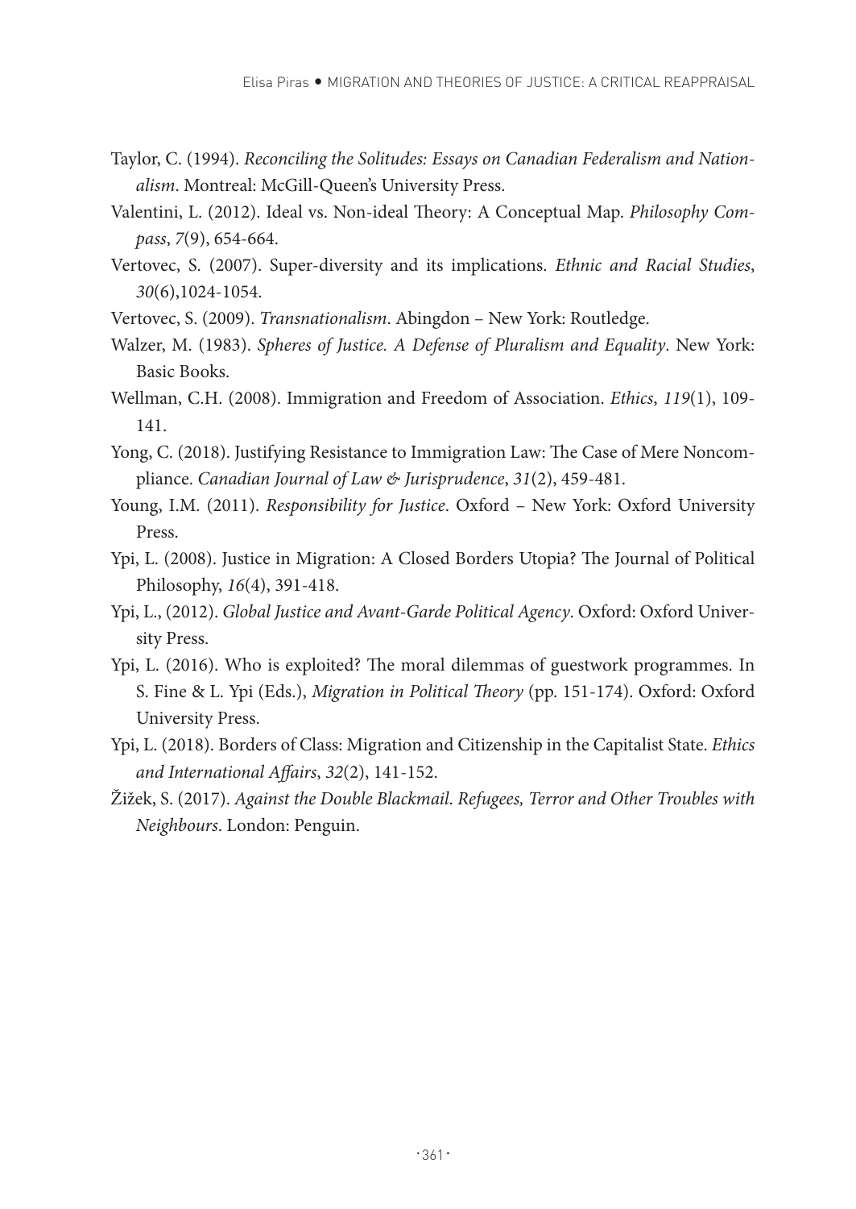Taylor, C. (1994). *Reconciling the Solitudes: Essays on Canadian Federalism and Nationalism*. Montreal: McGill-Queen's University Press.

Valentini, L. (2012). Ideal vs. Non-ideal Theory: A Conceptual Map. *Philosophy Compass*, *7*(9), 654-664.

Vertovec, S. (2007). Super-diversity and its implications. *Ethnic and Racial Studies*, *30*(6),1024-1054.

Vertovec, S. (2009). *Transnationalism*. Abingdon – New York: Routledge.

Walzer, M. (1983). *Spheres of Justice. A Defense of Pluralism and Equality*. New York: Basic Books.

Wellman, C.H. (2008). Immigration and Freedom of Association. *Ethics*, *119*(1), 109-141.

Yong, C. (2018). Justifying Resistance to Immigration Law: The Case of Mere Noncompliance. *Canadian Journal of Law & Jurisprudence*, *31*(2), 459-481.

Young, I.M. (2011). *Responsibility for Justice*. Oxford – New York: Oxford University Press.

Ypi, L. (2008). Justice in Migration: A Closed Borders Utopia? The Journal of Political Philosophy, *16*(4), 391-418.

Ypi, L., (2012). *Global Justice and Avant-Garde Political Agency*. Oxford: Oxford University Press.

Ypi, L. (2016). Who is exploited? The moral dilemmas of guestwork programmes. In S. Fine & L. Ypi (Eds.), *Migration in Political Theory* (pp. 151-174). Oxford: Oxford University Press.

Ypi, L. (2018). Borders of Class: Migration and Citizenship in the Capitalist State. *Ethics and International Affairs*, *32*(2), 141-152.

Žižek, S. (2017). *Against the Double Blackmail. Refugees, Terror and Other Troubles with Neighbours*. London: Penguin.